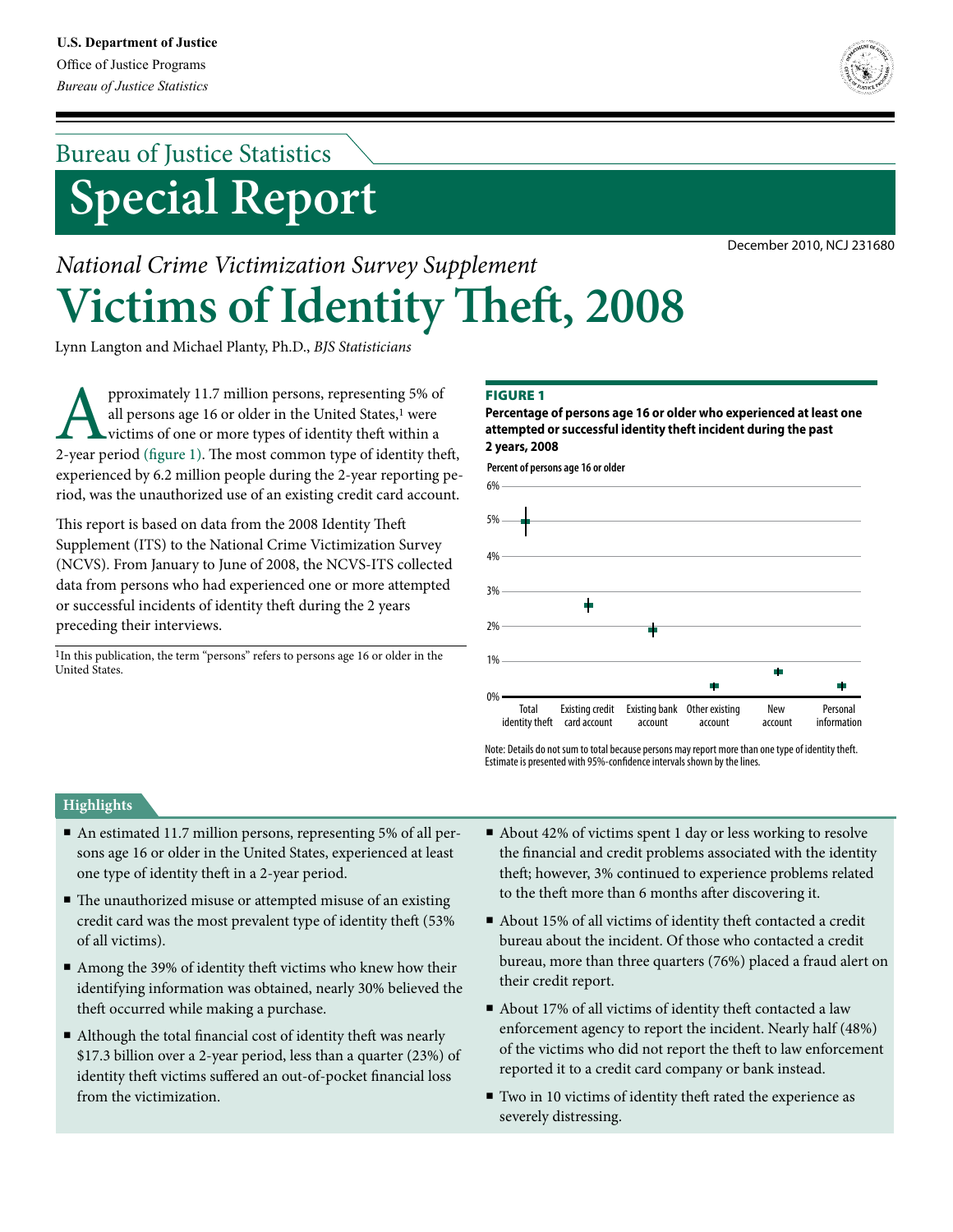U.S. Department of Justice
Office of Justice Programs
*Bureau of Justice Statistics*

Bureau of Justice Statistics

# Special Report

December 2010, NCJ 231680

*National Crime Victimization Survey Supplement*

# Victims of Identity Theft, 2008

Lynn Langton and Michael Planty, Ph.D., *BJS Statisticians*

Approximately 11.7 million persons, representing 5% of all persons age 16 or older in the United States,[1] were victims of one or more types of identity theft within a 2-year period (figure 1). The most common type of identity theft, experienced by 6.2 million people during the 2-year reporting period, was the unauthorized use of an existing credit card account.

This report is based on data from the 2008 Identity Theft Supplement (ITS) to the National Crime Victimization Survey (NCVS). From January to June of 2008, the NCVS-ITS collected data from persons who had experienced one or more attempted or successful incidents of identity theft during the 2 years preceding their interviews.

[1]In this publication, the term "persons" refers to persons age 16 or older in the United States.

**FIGURE 1**

**Percentage of persons age 16 or older who experienced at least one attempted or successful identity theft incident during the past 2 years, 2008**

Percent of persons age 16 or older

Total identity theft · Existing credit card account · Existing bank account · Other existing account · New account · Personal information

Note: Details do not sum to total because persons may report more than one type of identity theft. Estimate is presented with 95%-confidence intervals shown by the lines.

## Highlights

- An estimated 11.7 million persons, representing 5% of all persons age 16 or older in the United States, experienced at least one type of identity theft in a 2-year period.
- The unauthorized misuse or attempted misuse of an existing credit card was the most prevalent type of identity theft (53% of all victims).
- Among the 39% of identity theft victims who knew how their identifying information was obtained, nearly 30% believed the theft occurred while making a purchase.
- Although the total financial cost of identity theft was nearly $17.3 billion over a 2-year period, less than a quarter (23%) of identity theft victims suffered an out-of-pocket financial loss from the victimization.
- About 42% of victims spent 1 day or less working to resolve the financial and credit problems associated with the identity theft; however, 3% continued to experience problems related to the theft more than 6 months after discovering it.
- About 15% of all victims of identity theft contacted a credit bureau about the incident. Of those who contacted a credit bureau, more than three quarters (76%) placed a fraud alert on their credit report.
- About 17% of all victims of identity theft contacted a law enforcement agency to report the incident. Nearly half (48%) of the victims who did not report the theft to law enforcement reported it to a credit card company or bank instead.
- Two in 10 victims of identity theft rated the experience as severely distressing.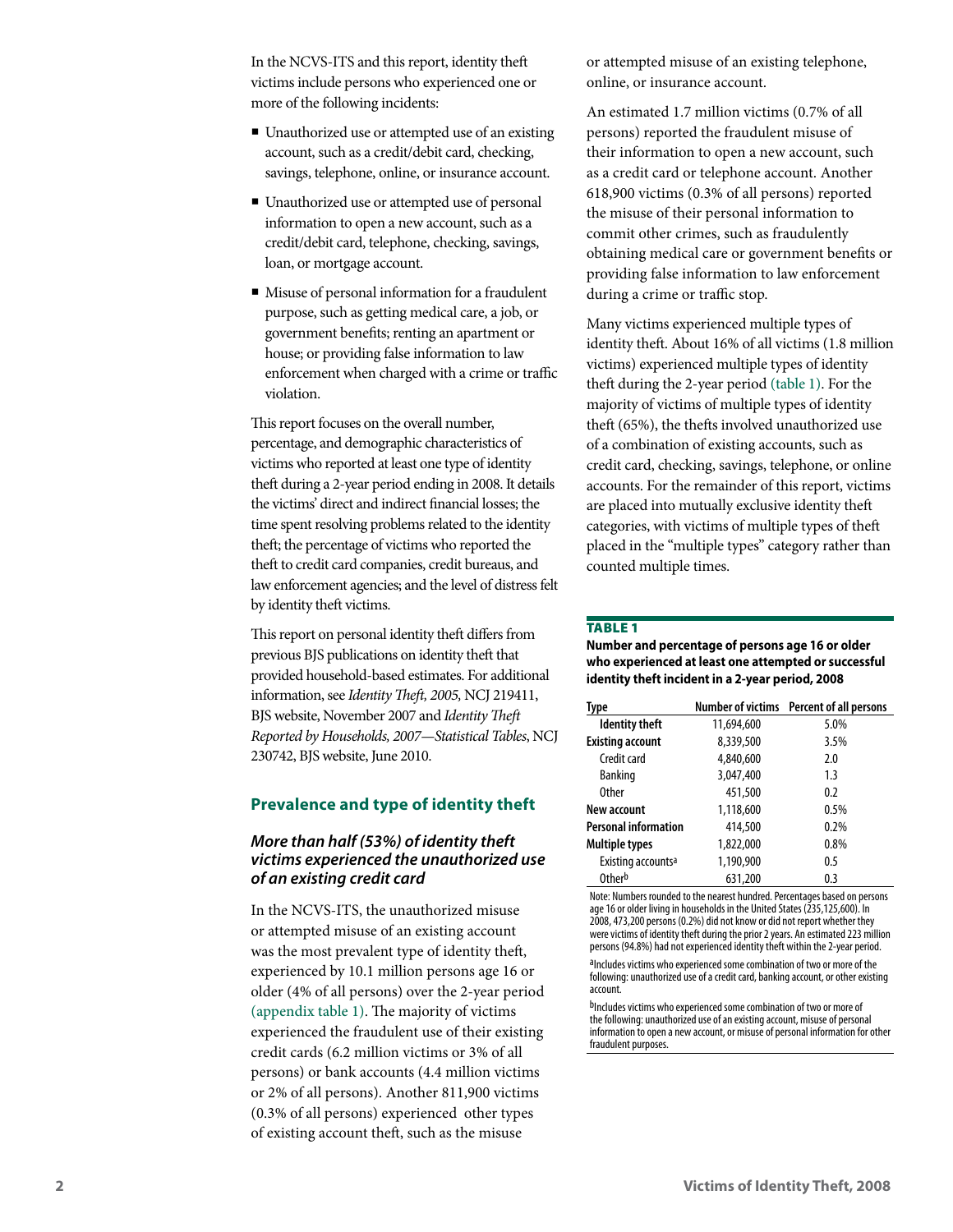In the NCVS-ITS and this report, identity theft victims include persons who experienced one or more of the following incidents:

- Unauthorized use or attempted use of an existing account, such as a credit/debit card, checking, savings, telephone, online, or insurance account.
- Unauthorized use or attempted use of personal information to open a new account, such as a credit/debit card, telephone, checking, savings, loan, or mortgage account.
- Misuse of personal information for a fraudulent purpose, such as getting medical care, a job, or government benefits; renting an apartment or house; or providing false information to law enforcement when charged with a crime or traffic violation.

This report focuses on the overall number, percentage, and demographic characteristics of victims who reported at least one type of identity theft during a 2-year period ending in 2008. It details the victims' direct and indirect financial losses; the time spent resolving problems related to the identity theft; the percentage of victims who reported the theft to credit card companies, credit bureaus, and law enforcement agencies; and the level of distress felt by identity theft victims.

This report on personal identity theft differs from previous BJS publications on identity theft that provided household-based estimates. For additional information, see *Identity Theft, 2005,* NCJ 219411, BJS website, November 2007 and *Identity Theft Reported by Households, 2007—Statistical Tables*, NCJ 230742, BJS website, June 2010.

## Prevalence and type of identity theft

### *More than half (53%) of identity theft victims experienced the unauthorized use of an existing credit card*

In the NCVS-ITS, the unauthorized misuse or attempted misuse of an existing account was the most prevalent type of identity theft, experienced by 10.1 million persons age 16 or older (4% of all persons) over the 2-year period (appendix table 1). The majority of victims experienced the fraudulent use of their existing credit cards (6.2 million victims or 3% of all persons) or bank accounts (4.4 million victims or 2% of all persons). Another 811,900 victims (0.3% of all persons) experienced other types of existing account theft, such as the misuse or attempted misuse of an existing telephone, online, or insurance account.

An estimated 1.7 million victims (0.7% of all persons) reported the fraudulent misuse of their information to open a new account, such as a credit card or telephone account. Another 618,900 victims (0.3% of all persons) reported the misuse of their personal information to commit other crimes, such as fraudulently obtaining medical care or government benefits or providing false information to law enforcement during a crime or traffic stop.

Many victims experienced multiple types of identity theft. About 16% of all victims (1.8 million victims) experienced multiple types of identity theft during the 2-year period (table 1). For the majority of victims of multiple types of identity theft (65%), the thefts involved unauthorized use of a combination of existing accounts, such as credit card, checking, savings, telephone, or online accounts. For the remainder of this report, victims are placed into mutually exclusive identity theft categories, with victims of multiple types of theft placed in the "multiple types" category rather than counted multiple times.

**TABLE 1**

**Number and percentage of persons age 16 or older who experienced at least one attempted or successful identity theft incident in a 2-year period, 2008**

| Type | Number of victims | Percent of all persons |
|---|---|---|
| **Identity theft** | 11,694,600 | 5.0% |
| **Existing account** | 8,339,500 | 3.5% |
| Credit card | 4,840,600 | 2.0 |
| Banking | 3,047,400 | 1.3 |
| Other | 451,500 | 0.2 |
| **New account** | 1,118,600 | 0.5% |
| **Personal information** | 414,500 | 0.2% |
| **Multiple types** | 1,822,000 | 0.8% |
| Existing accounts[a] | 1,190,900 | 0.5 |
| Other[b] | 631,200 | 0.3 |

Note: Numbers rounded to the nearest hundred. Percentages based on persons age 16 or older living in households in the United States (235,125,600). In 2008, 473,200 persons (0.2%) did not know or did not report whether they were victims of identity theft during the prior 2 years. An estimated 223 million persons (94.8%) had not experienced identity theft within the 2-year period.

[a]Includes victims who experienced some combination of two or more of the following: unauthorized use of a credit card, banking account, or other existing account.

[b]Includes victims who experienced some combination of two or more of the following: unauthorized use of an existing account, misuse of personal information to open a new account, or misuse of personal information for other fraudulent purposes.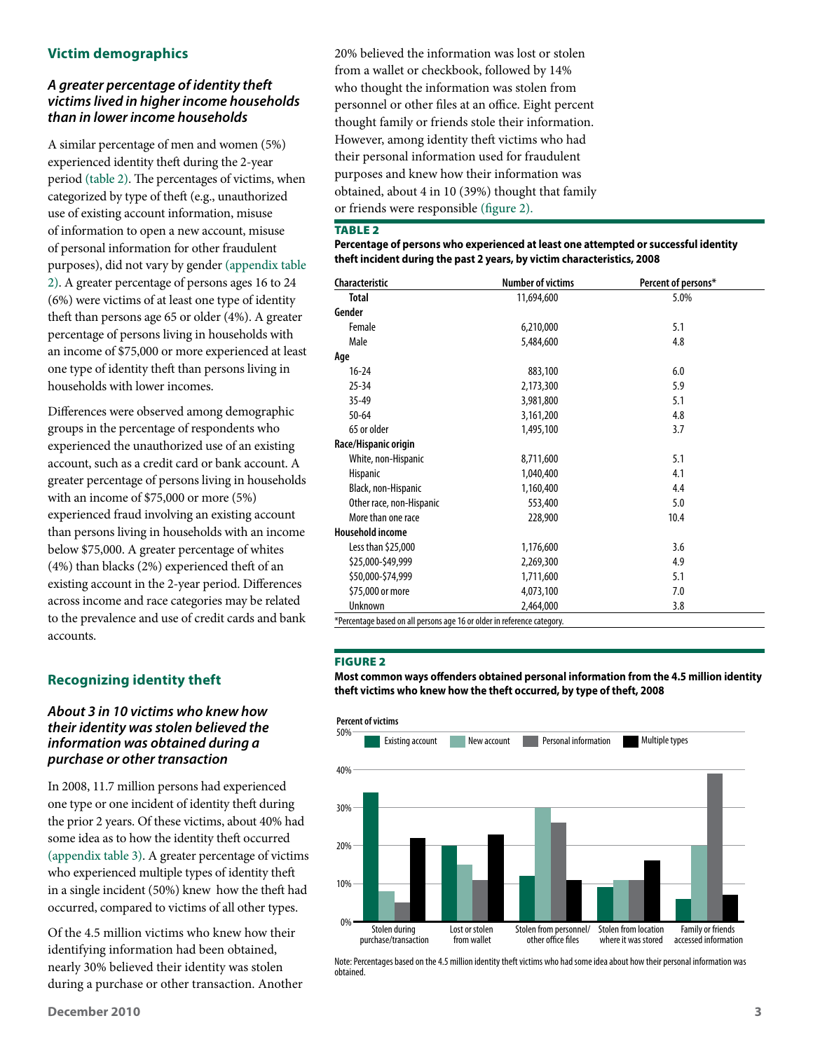## Victim demographics

### *A greater percentage of identity theft victims lived in higher income households than in lower income households*

A similar percentage of men and women (5%) experienced identity theft during the 2-year period (table 2). The percentages of victims, when categorized by type of theft (e.g., unauthorized use of existing account information, misuse of information to open a new account, misuse of personal information for other fraudulent purposes), did not vary by gender (appendix table 2). A greater percentage of persons ages 16 to 24 (6%) were victims of at least one type of identity theft than persons age 65 or older (4%). A greater percentage of persons living in households with an income of $75,000 or more experienced at least one type of identity theft than persons living in households with lower incomes.

Differences were observed among demographic groups in the percentage of respondents who experienced the unauthorized use of an existing account, such as a credit card or bank account. A greater percentage of persons living in households with an income of $75,000 or more (5%) experienced fraud involving an existing account than persons living in households with an income below $75,000. A greater percentage of whites (4%) than blacks (2%) experienced theft of an existing account in the 2-year period. Differences across income and race categories may be related to the prevalence and use of credit cards and bank accounts.

## Recognizing identity theft

### *About 3 in 10 victims who knew how their identity was stolen believed the information was obtained during a purchase or other transaction*

In 2008, 11.7 million persons had experienced one type or one incident of identity theft during the prior 2 years. Of these victims, about 40% had some idea as to how the identity theft occurred (appendix table 3). A greater percentage of victims who experienced multiple types of identity theft in a single incident (50%) knew how the theft had occurred, compared to victims of all other types.

Of the 4.5 million victims who knew how their identifying information had been obtained, nearly 30% believed their identity was stolen during a purchase or other transaction. Another 20% believed the information was lost or stolen from a wallet or checkbook, followed by 14% who thought the information was stolen from personnel or other files at an office. Eight percent thought family or friends stole their information. However, among identity theft victims who had their personal information used for fraudulent purposes and knew how their information was obtained, about 4 in 10 (39%) thought that family or friends were responsible (figure 2).

**TABLE 2**

**Percentage of persons who experienced at least one attempted or successful identity theft incident during the past 2 years, by victim characteristics, 2008**

| Characteristic | Number of victims | Percent of persons* |
|---|---|---|
| **Total** | 11,694,600 | 5.0% |
| **Gender** | | |
| Female | 6,210,000 | 5.1 |
| Male | 5,484,600 | 4.8 |
| **Age** | | |
| 16-24 | 883,100 | 6.0 |
| 25-34 | 2,173,300 | 5.9 |
| 35-49 | 3,981,800 | 5.1 |
| 50-64 | 3,161,200 | 4.8 |
| 65 or older | 1,495,100 | 3.7 |
| **Race/Hispanic origin** | | |
| White, non-Hispanic | 8,711,600 | 5.1 |
| Hispanic | 1,040,400 | 4.1 |
| Black, non-Hispanic | 1,160,400 | 4.4 |
| Other race, non-Hispanic | 553,400 | 5.0 |
| More than one race | 228,900 | 10.4 |
| **Household income** | | |
| Less than $25,000 | 1,176,600 | 3.6 |
| $25,000-$49,999 | 2,269,300 | 4.9 |
| $50,000-$74,999 | 1,711,600 | 5.1 |
| $75,000 or more | 4,073,100 | 7.0 |
| Unknown | 2,464,000 | 3.8 |

*Percentage based on all persons age 16 or older in reference category.

**FIGURE 2**

**Most common ways offenders obtained personal information from the 4.5 million identity theft victims who knew how the theft occurred, by type of theft, 2008**

Note: Percentages based on the 4.5 million identity theft victims who had some idea about how their personal information was obtained.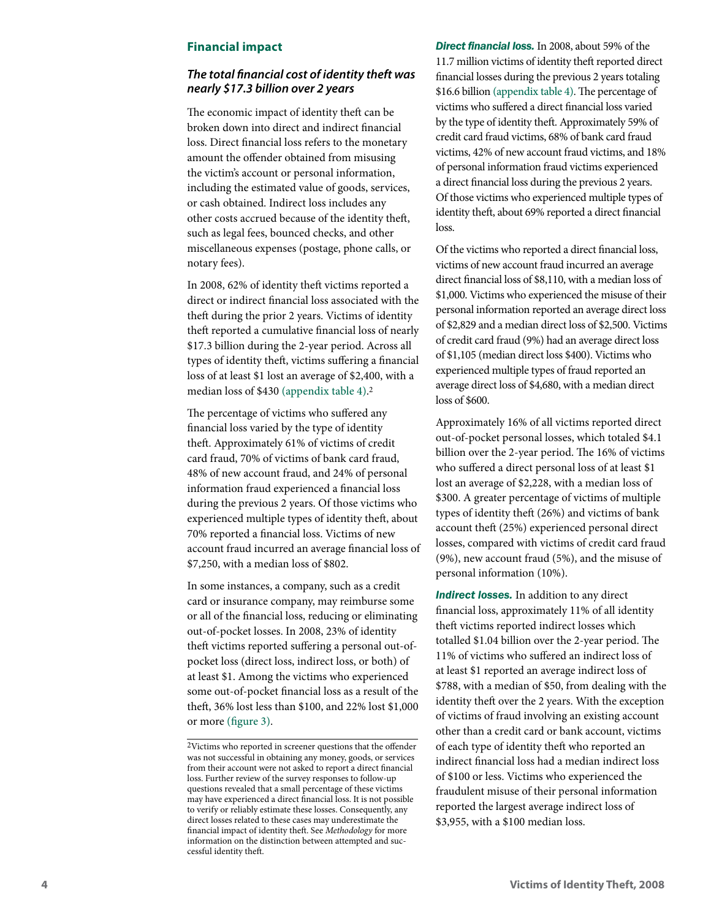## Financial impact

### *The total financial cost of identity theft was nearly $17.3 billion over 2 years*

The economic impact of identity theft can be broken down into direct and indirect financial loss. Direct financial loss refers to the monetary amount the offender obtained from misusing the victim's account or personal information, including the estimated value of goods, services, or cash obtained. Indirect loss includes any other costs accrued because of the identity theft, such as legal fees, bounced checks, and other miscellaneous expenses (postage, phone calls, or notary fees).

In 2008, 62% of identity theft victims reported a direct or indirect financial loss associated with the theft during the prior 2 years. Victims of identity theft reported a cumulative financial loss of nearly $17.3 billion during the 2-year period. Across all types of identity theft, victims suffering a financial loss of at least $1 lost an average of $2,400, with a median loss of $430 (appendix table 4).[2]

The percentage of victims who suffered any financial loss varied by the type of identity theft. Approximately 61% of victims of credit card fraud, 70% of victims of bank card fraud, 48% of new account fraud, and 24% of personal information fraud experienced a financial loss during the previous 2 years. Of those victims who experienced multiple types of identity theft, about 70% reported a financial loss. Victims of new account fraud incurred an average financial loss of $7,250, with a median loss of $802.

In some instances, a company, such as a credit card or insurance company, may reimburse some or all of the financial loss, reducing or eliminating out-of-pocket losses. In 2008, 23% of identity theft victims reported suffering a personal out-of-pocket loss (direct loss, indirect loss, or both) of at least $1. Among the victims who experienced some out-of-pocket financial loss as a result of the theft, 36% lost less than $100, and 22% lost $1,000 or more (figure 3).

[2]Victims who reported in screener questions that the offender was not successful in obtaining any money, goods, or services from their account were not asked to report a direct financial loss. Further review of the survey responses to follow-up questions revealed that a small percentage of these victims may have experienced a direct financial loss. It is not possible to verify or reliably estimate these losses. Consequently, any direct losses related to these cases may underestimate the financial impact of identity theft. See *Methodology* for more information on the distinction between attempted and successful identity theft.

***Direct financial loss.*** In 2008, about 59% of the 11.7 million victims of identity theft reported direct financial losses during the previous 2 years totaling $16.6 billion (appendix table 4). The percentage of victims who suffered a direct financial loss varied by the type of identity theft. Approximately 59% of credit card fraud victims, 68% of bank card fraud victims, 42% of new account fraud victims, and 18% of personal information fraud victims experienced a direct financial loss during the previous 2 years. Of those victims who experienced multiple types of identity theft, about 69% reported a direct financial loss.

Of the victims who reported a direct financial loss, victims of new account fraud incurred an average direct financial loss of $8,110, with a median loss of $1,000. Victims who experienced the misuse of their personal information reported an average direct loss of $2,829 and a median direct loss of $2,500. Victims of credit card fraud (9%) had an average direct loss of $1,105 (median direct loss $400). Victims who experienced multiple types of fraud reported an average direct loss of $4,680, with a median direct loss of $600.

Approximately 16% of all victims reported direct out-of-pocket personal losses, which totaled $4.1 billion over the 2-year period. The 16% of victims who suffered a direct personal loss of at least $1 lost an average of $2,228, with a median loss of $300. A greater percentage of victims of multiple types of identity theft (26%) and victims of bank account theft (25%) experienced personal direct losses, compared with victims of credit card fraud (9%), new account fraud (5%), and the misuse of personal information (10%).

***Indirect losses.*** In addition to any direct financial loss, approximately 11% of all identity theft victims reported indirect losses which totalled $1.04 billion over the 2-year period. The 11% of victims who suffered an indirect loss of at least $1 reported an average indirect loss of $788, with a median of $50, from dealing with the identity theft over the 2 years. With the exception of victims of fraud involving an existing account other than a credit card or bank account, victims of each type of identity theft who reported an indirect financial loss had a median indirect loss of $100 or less. Victims who experienced the fraudulent misuse of their personal information reported the largest average indirect loss of $3,955, with a $100 median loss.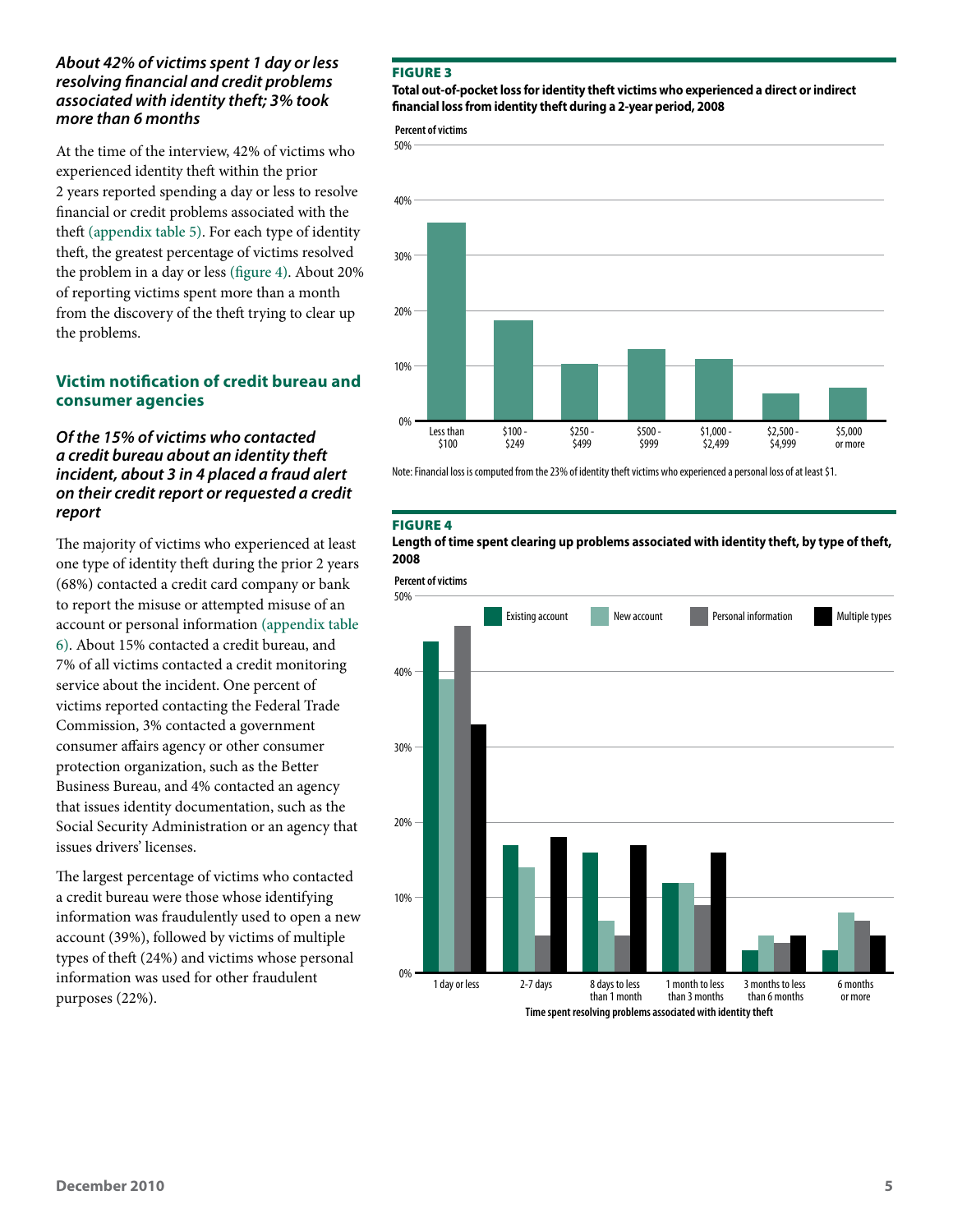***About 42% of victims spent 1 day or less resolving financial and credit problems associated with identity theft; 3% took more than 6 months***

At the time of the interview, 42% of victims who experienced identity theft within the prior 2 years reported spending a day or less to resolve financial or credit problems associated with the theft (appendix table 5). For each type of identity theft, the greatest percentage of victims resolved the problem in a day or less (figure 4). About 20% of reporting victims spent more than a month from the discovery of the theft trying to clear up the problems.

## Victim notification of credit bureau and consumer agencies

***Of the 15% of victims who contacted a credit bureau about an identity theft incident, about 3 in 4 placed a fraud alert on their credit report or requested a credit report***

The majority of victims who experienced at least one type of identity theft during the prior 2 years (68%) contacted a credit card company or bank to report the misuse or attempted misuse of an account or personal information (appendix table 6). About 15% contacted a credit bureau, and 7% of all victims contacted a credit monitoring service about the incident. One percent of victims reported contacting the Federal Trade Commission, 3% contacted a government consumer affairs agency or other consumer protection organization, such as the Better Business Bureau, and 4% contacted an agency that issues identity documentation, such as the Social Security Administration or an agency that issues drivers' licenses.

The largest percentage of victims who contacted a credit bureau were those whose identifying information was fraudulently used to open a new account (39%), followed by victims of multiple types of theft (24%) and victims whose personal information was used for other fraudulent purposes (22%).

**FIGURE 3**

**Total out-of-pocket loss for identity theft victims who experienced a direct or indirect financial loss from identity theft during a 2-year period, 2008**

Percent of victims

| Loss | Percent of victims |
|---|---|
| Less than $100 | ~36% |
| $100 - $249 | ~18% |
| $250 - $499 | ~10% |
| $500 - $999 | ~13% |
| $1,000 - $2,499 | ~11% |
| $2,500 - $4,999 | ~5% |
| $5,000 or more | ~6% |

Note: Financial loss is computed from the 23% of identity theft victims who experienced a personal loss of at least $1.

**FIGURE 4**

**Length of time spent clearing up problems associated with identity theft, by type of theft, 2008**

Percent of victims

| Time spent resolving problems associated with identity theft | Existing account | New account | Personal information | Multiple types |
|---|---|---|---|---|
| 1 day or less | ~44% | ~39% | ~46% | ~33% |
| 2-7 days | ~17% | ~14% | ~5% | ~18% |
| 8 days to less than 1 month | ~16% | ~7% | ~5% | ~17% |
| 1 month to less than 3 months | ~12% | ~12% | ~9% | ~16% |
| 3 months to less than 6 months | ~3% | ~5% | ~4% | ~5% |
| 6 months or more | ~3% | ~8% | ~7% | ~5% |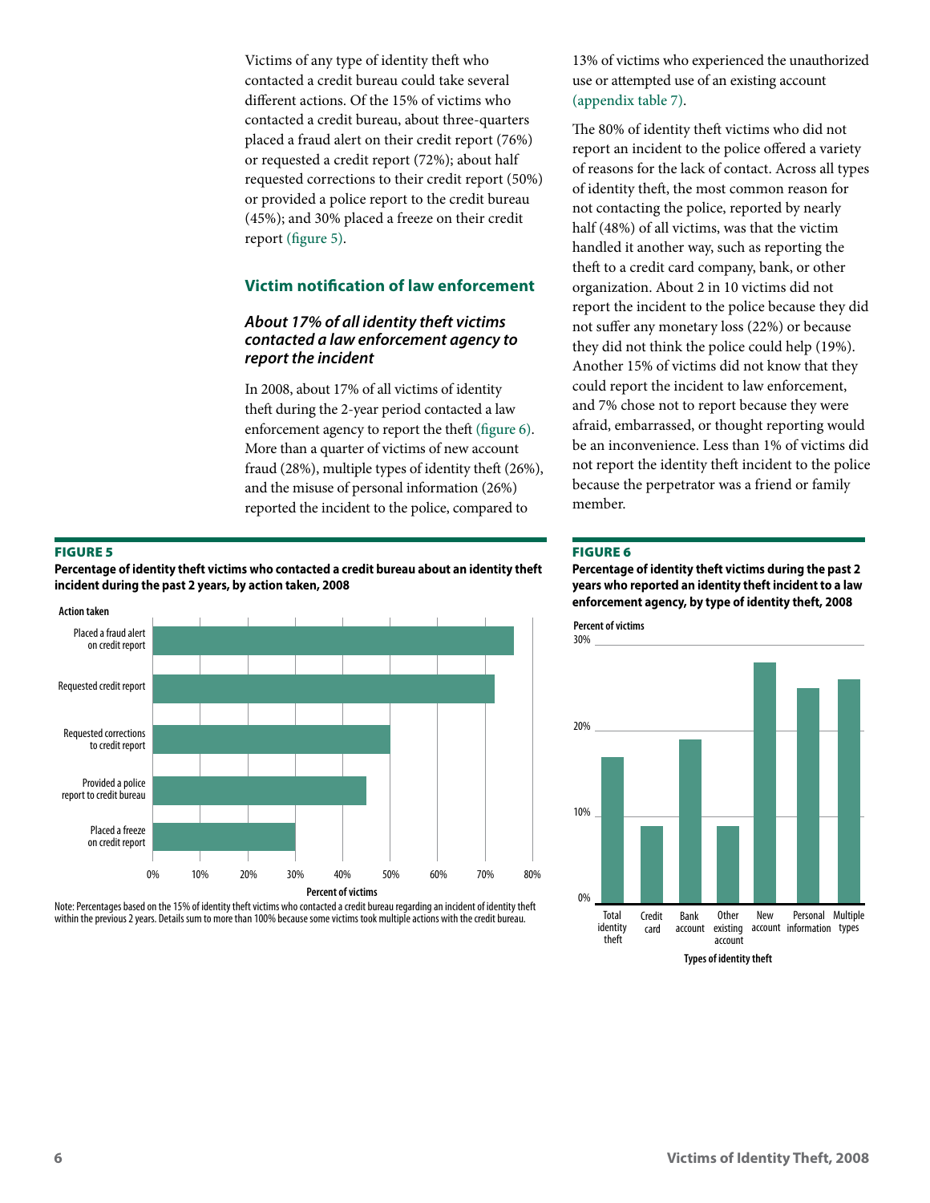Victims of any type of identity theft who contacted a credit bureau could take several different actions. Of the 15% of victims who contacted a credit bureau, about three-quarters placed a fraud alert on their credit report (76%) or requested a credit report (72%); about half requested corrections to their credit report (50%) or provided a police report to the credit bureau (45%); and 30% placed a freeze on their credit report (figure 5).

## Victim notification of law enforcement

### *About 17% of all identity theft victims contacted a law enforcement agency to report the incident*

In 2008, about 17% of all victims of identity theft during the 2-year period contacted a law enforcement agency to report the theft (figure 6). More than a quarter of victims of new account fraud (28%), multiple types of identity theft (26%), and the misuse of personal information (26%) reported the incident to the police, compared to 13% of victims who experienced the unauthorized use or attempted use of an existing account (appendix table 7).

The 80% of identity theft victims who did not report an incident to the police offered a variety of reasons for the lack of contact. Across all types of identity theft, the most common reason for not contacting the police, reported by nearly half (48%) of all victims, was that the victim handled it another way, such as reporting the theft to a credit card company, bank, or other organization. About 2 in 10 victims did not report the incident to the police because they did not suffer any monetary loss (22%) or because they did not think the police could help (19%). Another 15% of victims did not know that they could report the incident to law enforcement, and 7% chose not to report because they were afraid, embarrassed, or thought reporting would be an inconvenience. Less than 1% of victims did not report the identity theft incident to the police because the perpetrator was a friend or family member.

**FIGURE 5**

**Percentage of identity theft victims who contacted a credit bureau about an identity theft incident during the past 2 years, by action taken, 2008**

| Action taken | Percent of victims |
|---|---|
| Placed a fraud alert on credit report | 76% |
| Requested credit report | 72% |
| Requested corrections to credit report | 50% |
| Provided a police report to credit bureau | 45% |
| Placed a freeze on credit report | 30% |

Note: Percentages based on the 15% of identity theft victims who contacted a credit bureau regarding an incident of identity theft within the previous 2 years. Details sum to more than 100% because some victims took multiple actions with the credit bureau.

**FIGURE 6**

**Percentage of identity theft victims during the past 2 years who reported an identity theft incident to a law enforcement agency, by type of identity theft, 2008**

| Types of identity theft | Percent of victims |
|---|---|
| Total identity theft | 17% |
| Credit card | 9% |
| Bank account | 19% |
| Other existing account | 9% |
| New account | 28% |
| Personal information | 26% |
| Multiple types | 26% |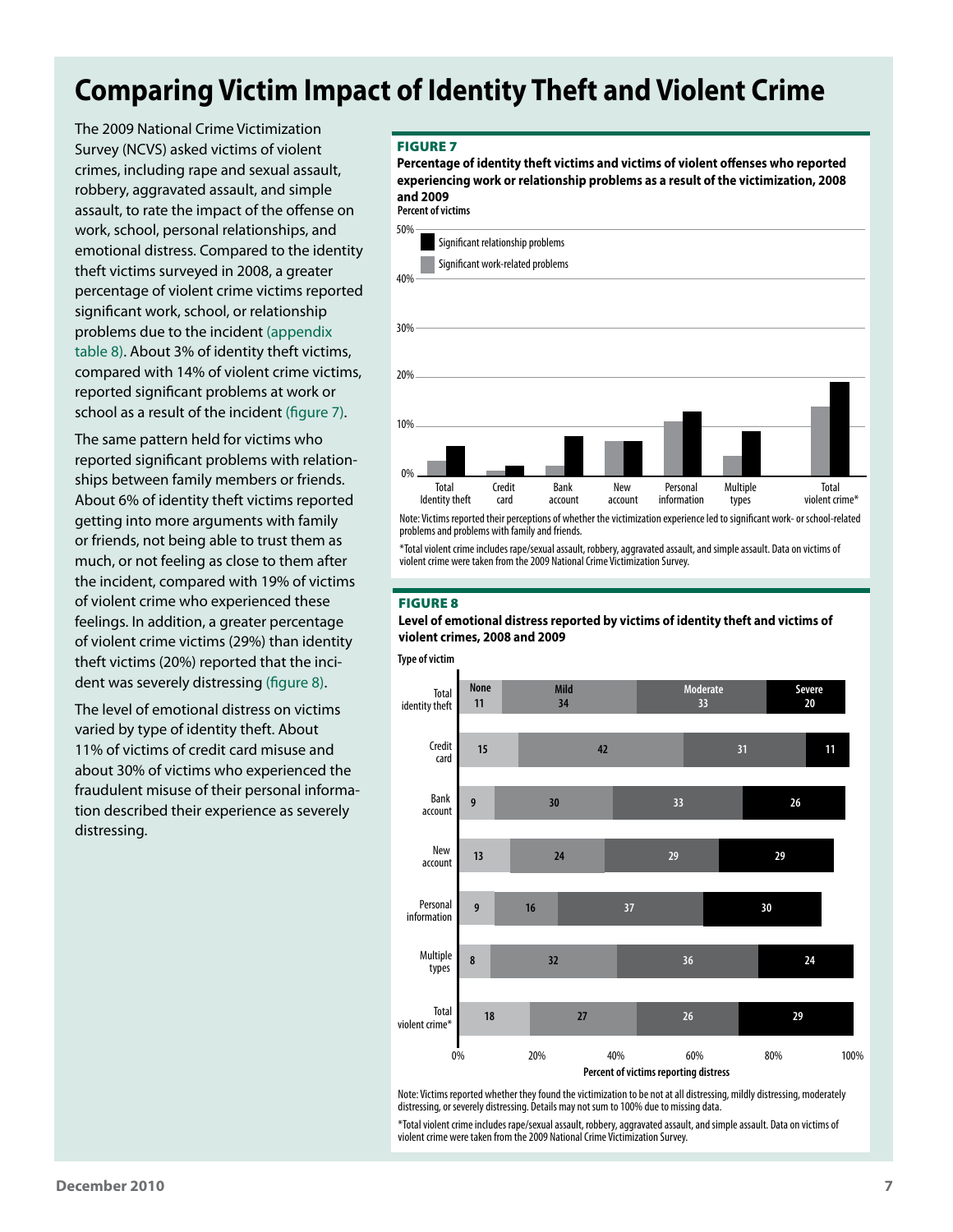# Comparing Victim Impact of Identity Theft and Violent Crime

The 2009 National Crime Victimization Survey (NCVS) asked victims of violent crimes, including rape and sexual assault, robbery, aggravated assault, and simple assault, to rate the impact of the offense on work, school, personal relationships, and emotional distress. Compared to the identity theft victims surveyed in 2008, a greater percentage of violent crime victims reported significant work, school, or relationship problems due to the incident (appendix table 8). About 3% of identity theft victims, compared with 14% of violent crime victims, reported significant problems at work or school as a result of the incident (figure 7).

The same pattern held for victims who reported significant problems with relationships between family members or friends. About 6% of identity theft victims reported getting into more arguments with family or friends, not being able to trust them as much, or not feeling as close to them after the incident, compared with 19% of victims of violent crime who experienced these feelings. In addition, a greater percentage of violent crime victims (29%) than identity theft victims (20%) reported that the incident was severely distressing (figure 8).

The level of emotional distress on victims varied by type of identity theft. About 11% of victims of credit card misuse and about 30% of victims who experienced the fraudulent misuse of their personal information described their experience as severely distressing.

**FIGURE 7**

**Percentage of identity theft victims and victims of violent offenses who reported experiencing work or relationship problems as a result of the victimization, 2008 and 2009**

Percent of victims

| | Significant work-related problems | Significant relationship problems |
|---|---|---|
| Total Identity theft | 3 | 6 |
| Credit card | 1 | 2 |
| Bank account | 2 | 8 |
| New account | 7 | 7 |
| Personal information | 11 | 13 |
| Multiple types | 4 | 9 |
| Total violent crime* | 14 | 19 |

Note: Victims reported their perceptions of whether the victimization experience led to significant work- or school-related problems and problems with family and friends.

*Total violent crime includes rape/sexual assault, robbery, aggravated assault, and simple assault. Data on victims of violent crime were taken from the 2009 National Crime Victimization Survey.

**FIGURE 8**

**Level of emotional distress reported by victims of identity theft and victims of violent crimes, 2008 and 2009**

Percent of victims reporting distress

| Type of victim | None | Mild | Moderate | Severe |
|---|---|---|---|---|
| Total identity theft | 11 | 34 | 33 | 20 |
| Credit card | 15 | 42 | 31 | 11 |
| Bank account | 9 | 30 | 33 | 26 |
| New account | 13 | 24 | 29 | 29 |
| Personal information | 9 | 16 | 37 | 30 |
| Multiple types | 8 | 32 | 36 | 24 |
| Total violent crime* | 18 | 27 | 26 | 29 |

Note: Victims reported whether they found the victimization to be not at all distressing, mildly distressing, moderately distressing, or severely distressing. Details may not sum to 100% due to missing data.

*Total violent crime includes rape/sexual assault, robbery, aggravated assault, and simple assault. Data on victims of violent crime were taken from the 2009 National Crime Victimization Survey.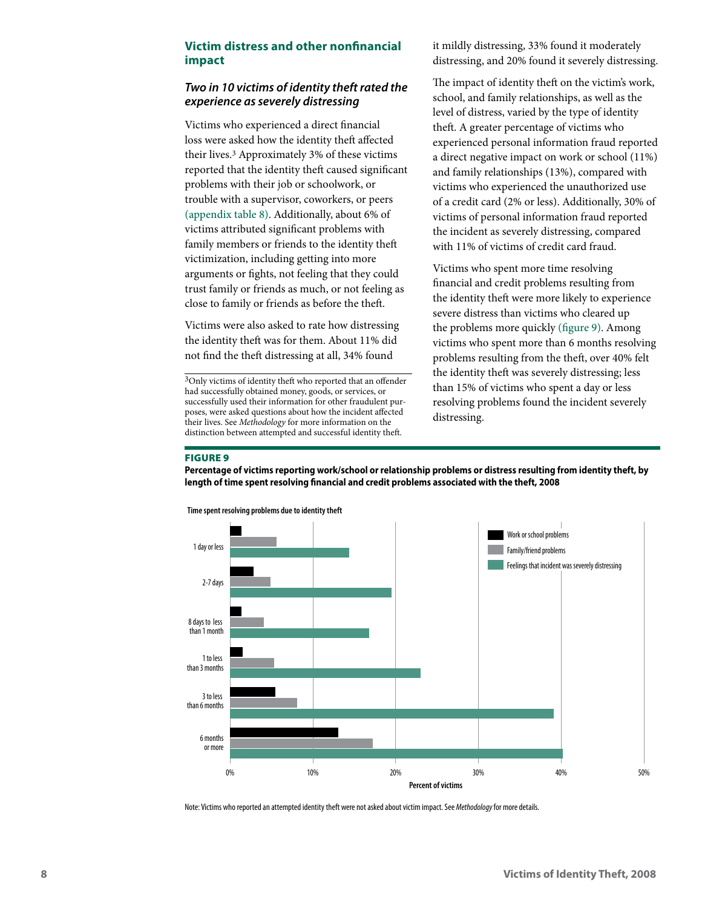## Victim distress and other nonfinancial impact

### *Two in 10 victims of identity theft rated the experience as severely distressing*

Victims who experienced a direct financial loss were asked how the identity theft affected their lives.[3] Approximately 3% of these victims reported that the identity theft caused significant problems with their job or schoolwork, or trouble with a supervisor, coworkers, or peers (appendix table 8). Additionally, about 6% of victims attributed significant problems with family members or friends to the identity theft victimization, including getting into more arguments or fights, not feeling that they could trust family or friends as much, or not feeling as close to family or friends as before the theft.

Victims were also asked to rate how distressing the identity theft was for them. About 11% did not find the theft distressing at all, 34% found it mildly distressing, 33% found it moderately distressing, and 20% found it severely distressing.

The impact of identity theft on the victim's work, school, and family relationships, as well as the level of distress, varied by the type of identity theft. A greater percentage of victims who experienced personal information fraud reported a direct negative impact on work or school (11%) and family relationships (13%), compared with victims who experienced the unauthorized use of a credit card (2% or less). Additionally, 30% of victims of personal information fraud reported the incident as severely distressing, compared with 11% of victims of credit card fraud.

Victims who spent more time resolving financial and credit problems resulting from the identity theft were more likely to experience severe distress than victims who cleared up the problems more quickly (figure 9). Among victims who spent more than 6 months resolving problems resulting from the theft, over 40% felt the identity theft was severely distressing; less than 15% of victims who spent a day or less resolving problems found the incident severely distressing.

[3]Only victims of identity theft who reported that an offender had successfully obtained money, goods, or services, or successfully used their information for other fraudulent purposes, were asked questions about how the incident affected their lives. See *Methodology* for more information on the distinction between attempted and successful identity theft.

**FIGURE 9**

**Percentage of victims reporting work/school or relationship problems or distress resulting from identity theft, by length of time spent resolving financial and credit problems associated with the theft, 2008**

Note: Victims who reported an attempted identity theft were not asked about victim impact. See *Methodology* for more details.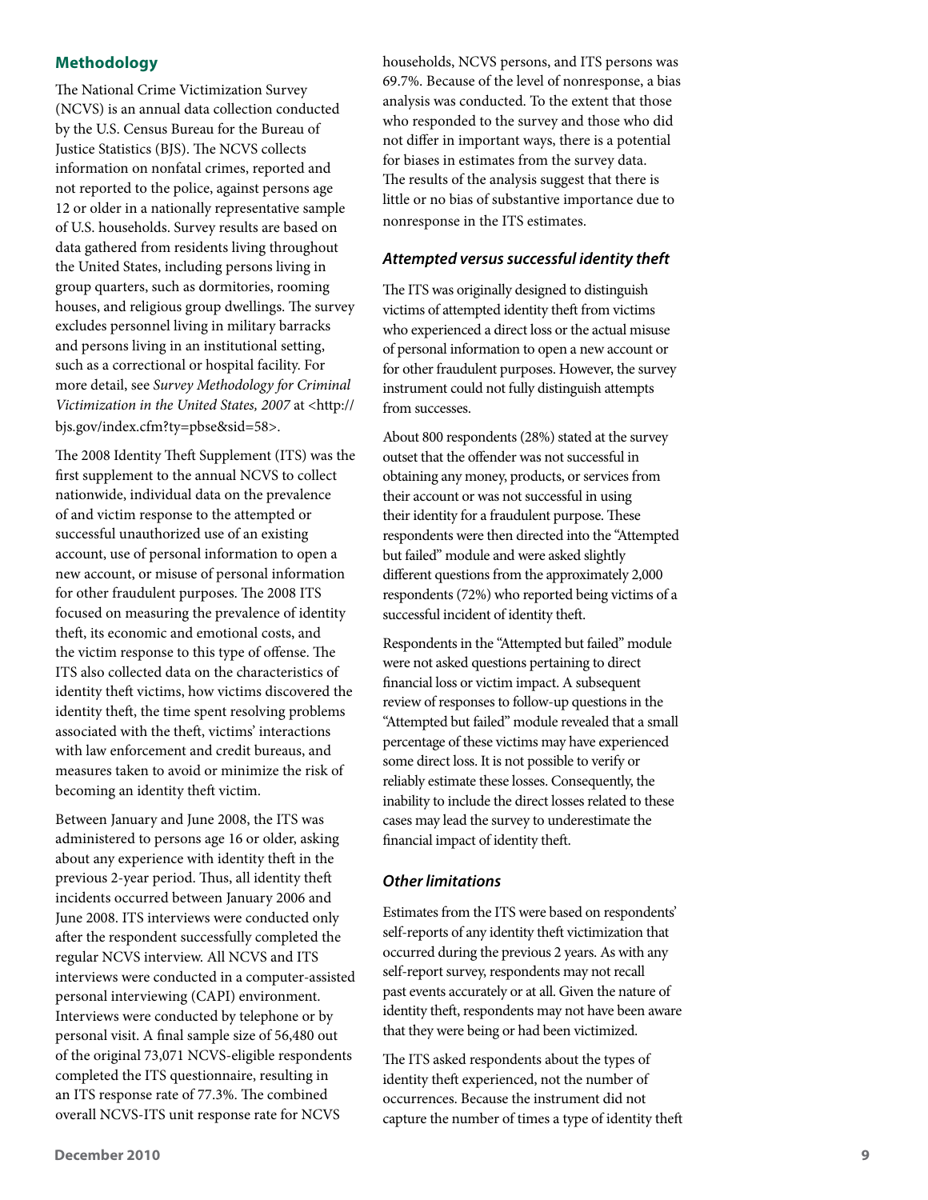## Methodology

The National Crime Victimization Survey (NCVS) is an annual data collection conducted by the U.S. Census Bureau for the Bureau of Justice Statistics (BJS). The NCVS collects information on nonfatal crimes, reported and not reported to the police, against persons age 12 or older in a nationally representative sample of U.S. households. Survey results are based on data gathered from residents living throughout the United States, including persons living in group quarters, such as dormitories, rooming houses, and religious group dwellings. The survey excludes personnel living in military barracks and persons living in an institutional setting, such as a correctional or hospital facility. For more detail, see *Survey Methodology for Criminal Victimization in the United States, 2007* at <http://bjs.gov/index.cfm?ty=pbse&sid=58>.

The 2008 Identity Theft Supplement (ITS) was the first supplement to the annual NCVS to collect nationwide, individual data on the prevalence of and victim response to the attempted or successful unauthorized use of an existing account, use of personal information to open a new account, or misuse of personal information for other fraudulent purposes. The 2008 ITS focused on measuring the prevalence of identity theft, its economic and emotional costs, and the victim response to this type of offense. The ITS also collected data on the characteristics of identity theft victims, how victims discovered the identity theft, the time spent resolving problems associated with the theft, victims' interactions with law enforcement and credit bureaus, and measures taken to avoid or minimize the risk of becoming an identity theft victim.

Between January and June 2008, the ITS was administered to persons age 16 or older, asking about any experience with identity theft in the previous 2-year period. Thus, all identity theft incidents occurred between January 2006 and June 2008. ITS interviews were conducted only after the respondent successfully completed the regular NCVS interview. All NCVS and ITS interviews were conducted in a computer-assisted personal interviewing (CAPI) environment. Interviews were conducted by telephone or by personal visit. A final sample size of 56,480 out of the original 73,071 NCVS-eligible respondents completed the ITS questionnaire, resulting in an ITS response rate of 77.3%. The combined overall NCVS-ITS unit response rate for NCVS households, NCVS persons, and ITS persons was 69.7%. Because of the level of nonresponse, a bias analysis was conducted. To the extent that those who responded to the survey and those who did not differ in important ways, there is a potential for biases in estimates from the survey data. The results of the analysis suggest that there is little or no bias of substantive importance due to nonresponse in the ITS estimates.

### *Attempted versus successful identity theft*

The ITS was originally designed to distinguish victims of attempted identity theft from victims who experienced a direct loss or the actual misuse of personal information to open a new account or for other fraudulent purposes. However, the survey instrument could not fully distinguish attempts from successes.

About 800 respondents (28%) stated at the survey outset that the offender was not successful in obtaining any money, products, or services from their account or was not successful in using their identity for a fraudulent purpose. These respondents were then directed into the "Attempted but failed" module and were asked slightly different questions from the approximately 2,000 respondents (72%) who reported being victims of a successful incident of identity theft.

Respondents in the "Attempted but failed" module were not asked questions pertaining to direct financial loss or victim impact. A subsequent review of responses to follow-up questions in the "Attempted but failed" module revealed that a small percentage of these victims may have experienced some direct loss. It is not possible to verify or reliably estimate these losses. Consequently, the inability to include the direct losses related to these cases may lead the survey to underestimate the financial impact of identity theft.

### *Other limitations*

Estimates from the ITS were based on respondents' self-reports of any identity theft victimization that occurred during the previous 2 years. As with any self-report survey, respondents may not recall past events accurately or at all. Given the nature of identity theft, respondents may not have been aware that they were being or had been victimized.

The ITS asked respondents about the types of identity theft experienced, not the number of occurrences. Because the instrument did not capture the number of times a type of identity theft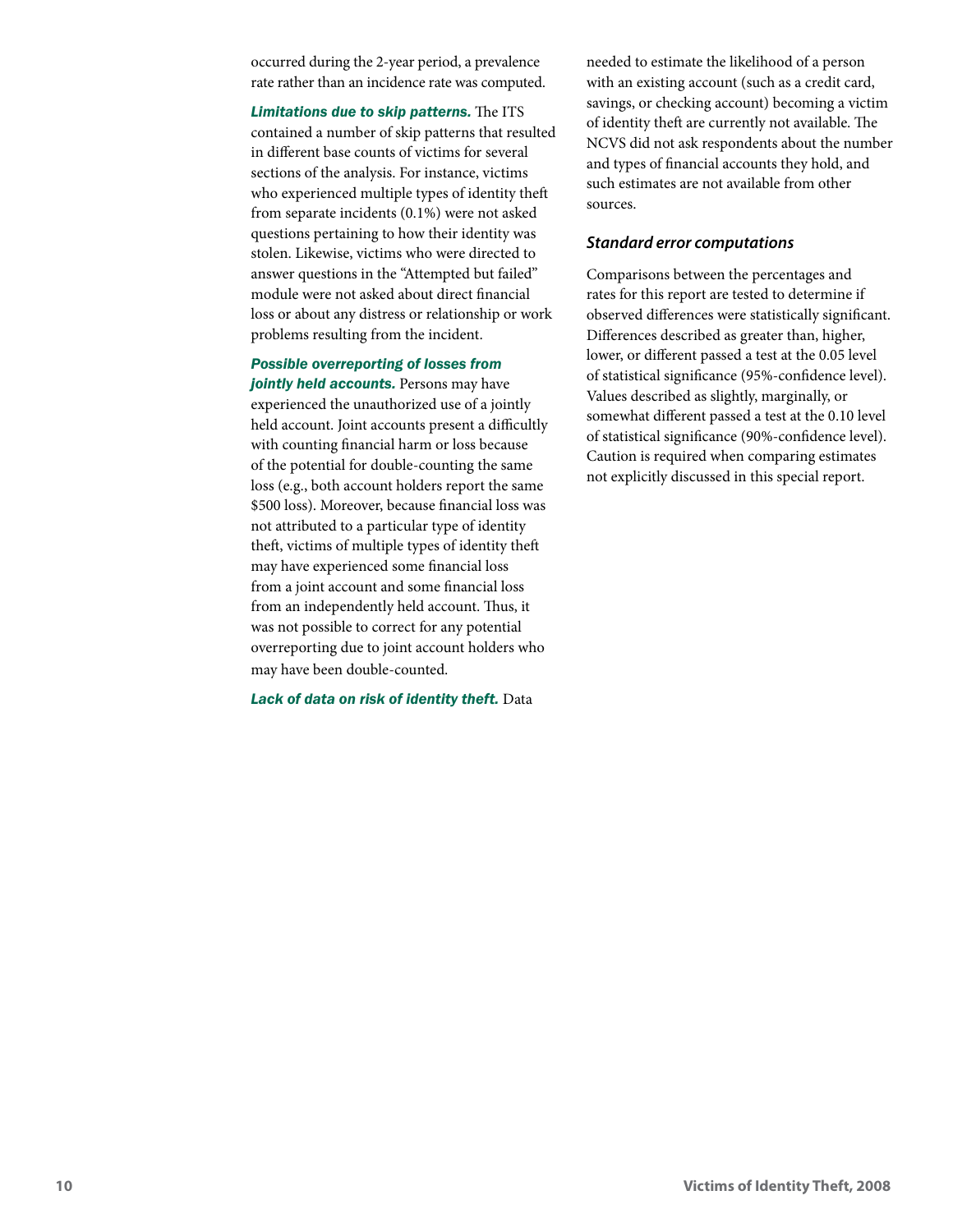occurred during the 2-year period, a prevalence rate rather than an incidence rate was computed.

***Limitations due to skip patterns.*** The ITS contained a number of skip patterns that resulted in different base counts of victims for several sections of the analysis. For instance, victims who experienced multiple types of identity theft from separate incidents (0.1%) were not asked questions pertaining to how their identity was stolen. Likewise, victims who were directed to answer questions in the "Attempted but failed" module were not asked about direct financial loss or about any distress or relationship or work problems resulting from the incident.

***Possible overreporting of losses from jointly held accounts.*** Persons may have experienced the unauthorized use of a jointly held account. Joint accounts present a difficultly with counting financial harm or loss because of the potential for double-counting the same loss (e.g., both account holders report the same $500 loss). Moreover, because financial loss was not attributed to a particular type of identity theft, victims of multiple types of identity theft may have experienced some financial loss from a joint account and some financial loss from an independently held account. Thus, it was not possible to correct for any potential overreporting due to joint account holders who may have been double-counted.

***Lack of data on risk of identity theft.*** Data needed to estimate the likelihood of a person with an existing account (such as a credit card, savings, or checking account) becoming a victim of identity theft are currently not available. The NCVS did not ask respondents about the number and types of financial accounts they hold, and such estimates are not available from other sources.

### *Standard error computations*

Comparisons between the percentages and rates for this report are tested to determine if observed differences were statistically significant. Differences described as greater than, higher, lower, or different passed a test at the 0.05 level of statistical significance (95%-confidence level). Values described as slightly, marginally, or somewhat different passed a test at the 0.10 level of statistical significance (90%-confidence level). Caution is required when comparing estimates not explicitly discussed in this special report.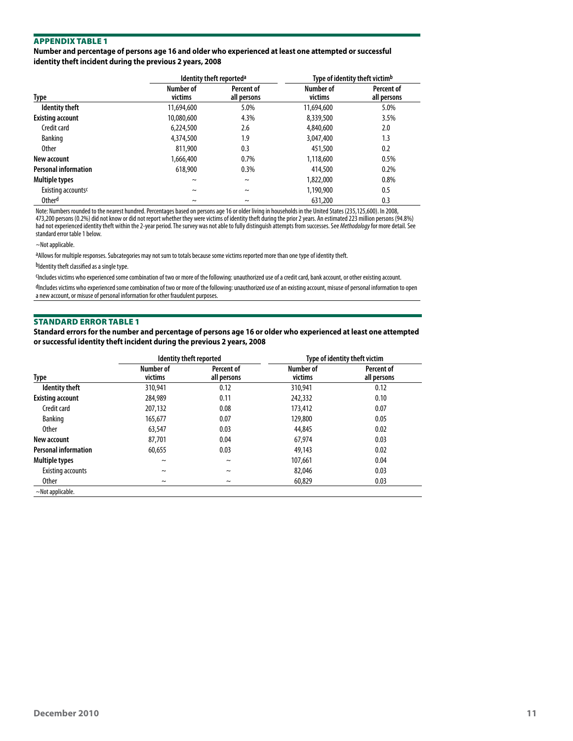## APPENDIX TABLE 1

**Number and percentage of persons age 16 and older who experienced at least one attempted or successful identity theft incident during the previous 2 years, 2008**

| Type | Identity theft reported[a] | | Type of identity theft victim[b] | |
|---|---|---|---|---|
| | Number of victims | Percent of all persons | Number of victims | Percent of all persons |
| **Identity theft** | 11,694,600 | 5.0% | 11,694,600 | 5.0% |
| **Existing account** | 10,080,600 | 4.3% | 8,339,500 | 3.5% |
| Credit card | 6,224,500 | 2.6 | 4,840,600 | 2.0 |
| Banking | 4,374,500 | 1.9 | 3,047,400 | 1.3 |
| Other | 811,900 | 0.3 | 451,500 | 0.2 |
| **New account** | 1,666,400 | 0.7% | 1,118,600 | 0.5% |
| **Personal information** | 618,900 | 0.3% | 414,500 | 0.2% |
| **Multiple types** | ~ | ~ | 1,822,000 | 0.8% |
| Existing accounts[c] | ~ | ~ | 1,190,900 | 0.5 |
| Other[d] | ~ | ~ | 631,200 | 0.3 |

Note: Numbers rounded to the nearest hundred. Percentages based on persons age 16 or older living in households in the United States (235,125,600). In 2008, 473,200 persons (0.2%) did not know or did not report whether they were victims of identity theft during the prior 2 years. An estimated 223 million persons (94.8%) had not experienced identity theft within the 2-year period. The survey was not able to fully distinguish attempts from successes. See *Methodology* for more detail. See standard error table 1 below.

~Not applicable.

[a]Allows for multiple responses. Subcategories may not sum to totals because some victims reported more than one type of identity theft.

[b]Identity theft classified as a single type.

[c]Includes victims who experienced some combination of two or more of the following: unauthorized use of a credit card, bank account, or other existing account.

[d]Includes victims who experienced some combination of two or more of the following: unauthorized use of an existing account, misuse of personal information to open a new account, or misuse of personal information for other fraudulent purposes.

## STANDARD ERROR TABLE 1

**Standard errors for the number and percentage of persons age 16 or older who experienced at least one attempted or successful identity theft incident during the previous 2 years, 2008**

| Type | Identity theft reported | | Type of identity theft victim | |
|---|---|---|---|---|
| | Number of victims | Percent of all persons | Number of victims | Percent of all persons |
| **Identity theft** | 310,941 | 0.12 | 310,941 | 0.12 |
| **Existing account** | 284,989 | 0.11 | 242,332 | 0.10 |
| Credit card | 207,132 | 0.08 | 173,412 | 0.07 |
| Banking | 165,677 | 0.07 | 129,800 | 0.05 |
| Other | 63,547 | 0.03 | 44,845 | 0.02 |
| **New account** | 87,701 | 0.04 | 67,974 | 0.03 |
| **Personal information** | 60,655 | 0.03 | 49,143 | 0.02 |
| **Multiple types** | ~ | ~ | 107,661 | 0.04 |
| Existing accounts | ~ | ~ | 82,046 | 0.03 |
| Other | ~ | ~ | 60,829 | 0.03 |

~Not applicable.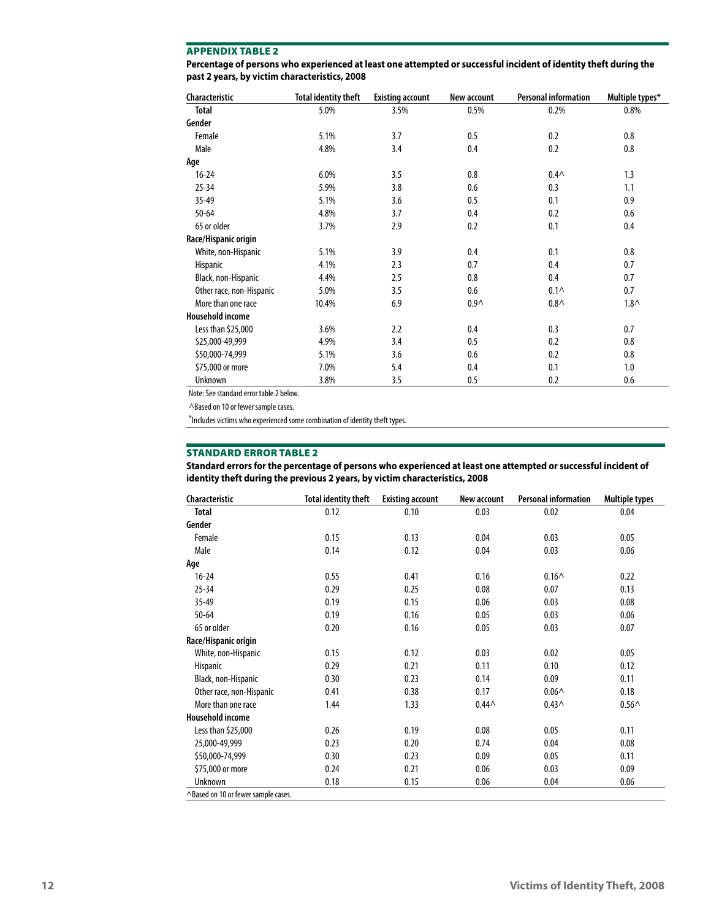## APPENDIX TABLE 2

**Percentage of persons who experienced at least one attempted or successful incident of identity theft during the past 2 years, by victim characteristics, 2008**

| Characteristic | Total identity theft | Existing account | New account | Personal information | Multiple types* |
|---|---|---|---|---|---|
| **Total** | 5.0% | 3.5% | 0.5% | 0.2% | 0.8% |
| **Gender** | | | | | |
| Female | 5.1% | 3.7 | 0.5 | 0.2 | 0.8 |
| Male | 4.8% | 3.4 | 0.4 | 0.2 | 0.8 |
| **Age** | | | | | |
| 16-24 | 6.0% | 3.5 | 0.8 | 0.4^ | 1.3 |
| 25-34 | 5.9% | 3.8 | 0.6 | 0.3 | 1.1 |
| 35-49 | 5.1% | 3.6 | 0.5 | 0.1 | 0.9 |
| 50-64 | 4.8% | 3.7 | 0.4 | 0.2 | 0.6 |
| 65 or older | 3.7% | 2.9 | 0.2 | 0.1 | 0.4 |
| **Race/Hispanic origin** | | | | | |
| White, non-Hispanic | 5.1% | 3.9 | 0.4 | 0.1 | 0.8 |
| Hispanic | 4.1% | 2.3 | 0.7 | 0.4 | 0.7 |
| Black, non-Hispanic | 4.4% | 2.5 | 0.8 | 0.4 | 0.7 |
| Other race, non-Hispanic | 5.0% | 3.5 | 0.6 | 0.1^ | 0.7 |
| More than one race | 10.4% | 6.9 | 0.9^ | 0.8^ | 1.8^ |
| **Household income** | | | | | |
| Less than $25,000 | 3.6% | 2.2 | 0.4 | 0.3 | 0.7 |
| $25,000-49,999 | 4.9% | 3.4 | 0.5 | 0.2 | 0.8 |
| $50,000-74,999 | 5.1% | 3.6 | 0.6 | 0.2 | 0.8 |
| $75,000 or more | 7.0% | 5.4 | 0.4 | 0.1 | 1.0 |
| Unknown | 3.8% | 3.5 | 0.5 | 0.2 | 0.6 |

Note: See standard error table 2 below.

^Based on 10 or fewer sample cases.

*Includes victims who experienced some combination of identity theft types.

## STANDARD ERROR TABLE 2

**Standard errors for the percentage of persons who experienced at least one attempted or successful incident of identity theft during the previous 2 years, by victim characteristics, 2008**

| Characteristic | Total identity theft | Existing account | New account | Personal information | Multiple types |
|---|---|---|---|---|---|
| **Total** | 0.12 | 0.10 | 0.03 | 0.02 | 0.04 |
| **Gender** | | | | | |
| Female | 0.15 | 0.13 | 0.04 | 0.03 | 0.05 |
| Male | 0.14 | 0.12 | 0.04 | 0.03 | 0.06 |
| **Age** | | | | | |
| 16-24 | 0.55 | 0.41 | 0.16 | 0.16^ | 0.22 |
| 25-34 | 0.29 | 0.25 | 0.08 | 0.07 | 0.13 |
| 35-49 | 0.19 | 0.15 | 0.06 | 0.03 | 0.08 |
| 50-64 | 0.19 | 0.16 | 0.05 | 0.03 | 0.06 |
| 65 or older | 0.20 | 0.16 | 0.05 | 0.03 | 0.07 |
| **Race/Hispanic origin** | | | | | |
| White, non-Hispanic | 0.15 | 0.12 | 0.03 | 0.02 | 0.05 |
| Hispanic | 0.29 | 0.21 | 0.11 | 0.10 | 0.12 |
| Black, non-Hispanic | 0.30 | 0.23 | 0.14 | 0.09 | 0.11 |
| Other race, non-Hispanic | 0.41 | 0.38 | 0.17 | 0.06^ | 0.18 |
| More than one race | 1.44 | 1.33 | 0.44^ | 0.43^ | 0.56^ |
| **Household income** | | | | | |
| Less than $25,000 | 0.26 | 0.19 | 0.08 | 0.05 | 0.11 |
| 25,000-49,999 | 0.23 | 0.20 | 0.74 | 0.04 | 0.08 |
| $50,000-74,999 | 0.30 | 0.23 | 0.09 | 0.05 | 0.11 |
| $75,000 or more | 0.24 | 0.21 | 0.06 | 0.03 | 0.09 |
| Unknown | 0.18 | 0.15 | 0.06 | 0.04 | 0.06 |

^Based on 10 or fewer sample cases.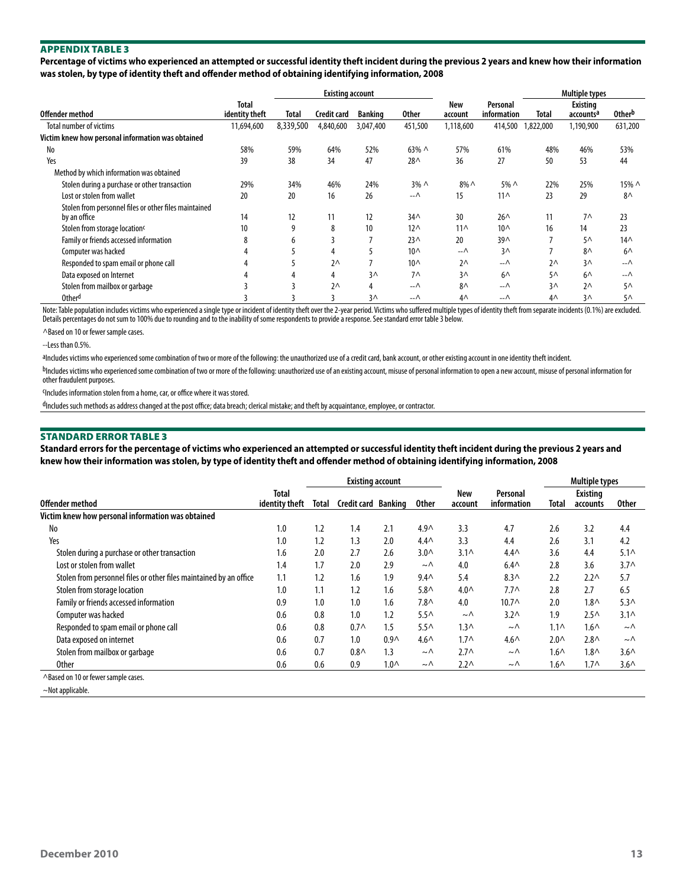## APPENDIX TABLE 3

**Percentage of victims who experienced an attempted or successful identity theft incident during the previous 2 years and knew how their information was stolen, by type of identity theft and offender method of obtaining identifying information, 2008**

| | | Existing account | | | | | | Multiple types | | |
|---|---|---|---|---|---|---|---|---|---|---|
| Offender method | Total identity theft | Total | Credit card | Banking | Other | New account | Personal information | Total | Existing accounts[a] | Other[b] |
| Total number of victims | 11,694,600 | 8,339,500 | 4,840,600 | 3,047,400 | 451,500 | 1,118,600 | 414,500 | 1,822,000 | 1,190,900 | 631,200 |
| Victim knew how personal information was obtained | | | | | | | | | | |
| No | 58% | 59% | 64% | 52% | 63% ^ | 57% | 61% | 48% | 46% | 53% |
| Yes | 39 | 38 | 34 | 47 | 28^ | 36 | 27 | 50 | 53 | 44 |
| Method by which information was obtained | | | | | | | | | | |
| Stolen during a purchase or other transaction | 29% | 34% | 46% | 24% | 3% ^ | 8% ^ | 5% ^ | 22% | 25% | 15% ^ |
| Lost or stolen from wallet | 20 | 20 | 16 | 26 | --^ | 15 | 11^ | 23 | 29 | 8^ |
| Stolen from personnel files or other files maintained by an office | 14 | 12 | 11 | 12 | 34^ | 30 | 26^ | 11 | 7^ | 23 |
| Stolen from storage location[c] | 10 | 9 | 8 | 10 | 12^ | 11^ | 10^ | 16 | 14 | 23 |
| Family or friends accessed information | 8 | 6 | 3 | 7 | 23^ | 20 | 39^ | 7 | 5^ | 14^ |
| Computer was hacked | 4 | 5 | 4 | 5 | 10^ | --^ | 3^ | 7 | 8^ | 6^ |
| Responded to spam email or phone call | 4 | 5 | 2^ | 7 | 10^ | 2^ | --^ | 2^ | 3^ | --^ |
| Data exposed on Internet | 4 | 4 | 4 | 3^ | 7^ | 3^ | 6^ | 5^ | 6^ | --^ |
| Stolen from mailbox or garbage | 3 | 3 | 2^ | 4 | --^ | 8^ | --^ | 3^ | 2^ | 5^ |
| Other[d] | 3 | 3 | 3 | 3^ | --^ | 4^ | --^ | 4^ | 3^ | 5^ |

Note: Table population includes victims who experienced a single type or incident of identity theft over the 2-year period. Victims who suffered multiple types of identity theft from separate incidents (0.1%) are excluded. Details percentages do not sum to 100% due to rounding and to the inability of some respondents to provide a response. See standard error table 3 below.

^Based on 10 or fewer sample cases.

--Less than 0.5%.

[a]Includes victims who experienced some combination of two or more of the following: the unauthorized use of a credit card, bank account, or other existing account in one identity theft incident.

[b]Includes victims who experienced some combination of two or more of the following: unauthorized use of an existing account, misuse of personal information to open a new account, misuse of personal information for other fraudulent purposes.

[c]Includes information stolen from a home, car, or office where it was stored.

[d]Includes such methods as address changed at the post office; data breach; clerical mistake; and theft by acquaintance, employee, or contractor.

## STANDARD ERROR TABLE 3

**Standard errors for the percentage of victims who experienced an attempted or successful identity theft incident during the previous 2 years and knew how their information was stolen, by type of identity theft and offender method of obtaining identifying information, 2008**

| | | Existing account | | | | | | Multiple types | | |
|---|---|---|---|---|---|---|---|---|---|---|
| Offender method | Total identity theft | Total | Credit card | Banking | Other | New account | Personal information | Total | Existing accounts | Other |
| Victim knew how personal information was obtained | | | | | | | | | | |
| No | 1.0 | 1.2 | 1.4 | 2.1 | 4.9^ | 3.3 | 4.7 | 2.6 | 3.2 | 4.4 |
| Yes | 1.0 | 1.2 | 1.3 | 2.0 | 4.4^ | 3.3 | 4.4 | 2.6 | 3.1 | 4.2 |
| Stolen during a purchase or other transaction | 1.6 | 2.0 | 2.7 | 2.6 | 3.0^ | 3.1^ | 4.4^ | 3.6 | 4.4 | 5.1^ |
| Lost or stolen from wallet | 1.4 | 1.7 | 2.0 | 2.9 | ~^ | 4.0 | 6.4^ | 2.8 | 3.6 | 3.7^ |
| Stolen from personnel files or other files maintained by an office | 1.1 | 1.2 | 1.6 | 1.9 | 9.4^ | 5.4 | 8.3^ | 2.2 | 2.2^ | 5.7 |
| Stolen from storage location | 1.0 | 1.1 | 1.2 | 1.6 | 5.8^ | 4.0^ | 7.7^ | 2.8 | 2.7 | 6.5 |
| Family or friends accessed information | 0.9 | 1.0 | 1.0 | 1.6 | 7.8^ | 4.0 | 10.7^ | 2.0 | 1.8^ | 5.3^ |
| Computer was hacked | 0.6 | 0.8 | 1.0 | 1.2 | 5.5^ | ~^ | 3.2^ | 1.9 | 2.5^ | 3.1^ |
| Responded to spam email or phone call | 0.6 | 0.8 | 0.7^ | 1.5 | 5.5^ | 1.3^ | ~^ | 1.1^ | 1.6^ | ~^ |
| Data exposed on internet | 0.6 | 0.7 | 1.0 | 0.9^ | 4.6^ | 1.7^ | 4.6^ | 2.0^ | 2.8^ | ~^ |
| Stolen from mailbox or garbage | 0.6 | 0.7 | 0.8^ | 1.3 | ~^ | 2.7^ | ~^ | 1.6^ | 1.8^ | 3.6^ |
| Other | 0.6 | 0.6 | 0.9 | 1.0^ | ~^ | 2.2^ | ~^ | 1.6^ | 1.7^ | 3.6^ |

^Based on 10 or fewer sample cases.

~Not applicable.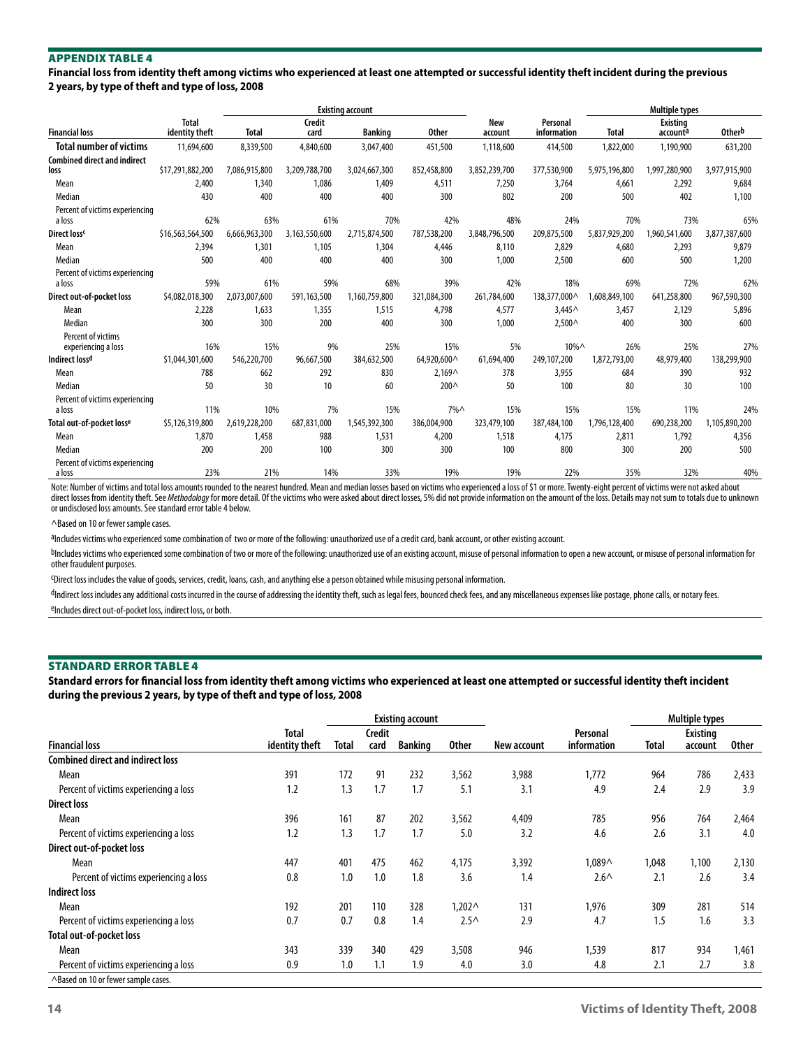## APPENDIX TABLE 4

**Financial loss from identity theft among victims who experienced at least one attempted or successful identity theft incident during the previous 2 years, by type of theft and type of loss, 2008**

| Financial loss | Total identity theft | Existing account | | | | New account | Personal information | Multiple types | | |
|---|---|---|---|---|---|---|---|---|---|---|
| | | Total | Credit card | Banking | Other | | | Total | Existing account[a] | Other[b] |
| **Total number of victims** | 11,694,600 | 8,339,500 | 4,840,600 | 3,047,400 | 451,500 | 1,118,600 | 414,500 | 1,822,000 | 1,190,900 | 631,200 |
| **Combined direct and indirect loss** | $17,291,882,200 | 7,086,915,800 | 3,209,788,700 | 3,024,667,300 | 852,458,800 | 3,852,239,700 | 377,530,900 | 5,975,196,800 | 1,997,280,900 | 3,977,915,900 |
| Mean | 2,400 | 1,340 | 1,086 | 1,409 | 4,511 | 7,250 | 3,764 | 4,661 | 2,292 | 9,684 |
| Median | 430 | 400 | 400 | 400 | 300 | 802 | 200 | 500 | 402 | 1,100 |
| Percent of victims experiencing a loss | 62% | 63% | 61% | 70% | 42% | 48% | 24% | 70% | 73% | 65% |
| **Direct loss[c]** | $16,563,564,500 | 6,666,963,300 | 3,163,550,600 | 2,715,874,500 | 787,538,200 | 3,848,796,500 | 209,875,500 | 5,837,929,200 | 1,960,541,600 | 3,877,387,600 |
| Mean | 2,394 | 1,301 | 1,105 | 1,304 | 4,446 | 8,110 | 2,829 | 4,680 | 2,293 | 9,879 |
| Median | 500 | 400 | 400 | 400 | 300 | 1,000 | 2,500 | 600 | 500 | 1,200 |
| Percent of victims experiencing a loss | 59% | 61% | 59% | 68% | 39% | 42% | 18% | 69% | 72% | 62% |
| **Direct out-of-pocket loss** | $4,082,018,300 | 2,073,007,600 | 591,163,500 | 1,160,759,800 | 321,084,300 | 261,784,600 | 138,377,000^ | 1,608,849,100 | 641,258,800 | 967,590,300 |
| Mean | 2,228 | 1,633 | 1,355 | 1,515 | 4,798 | 4,577 | 3,445^ | 3,457 | 2,129 | 5,896 |
| Median | 300 | 300 | 200 | 400 | 300 | 1,000 | 2,500^ | 400 | 300 | 600 |
| Percent of victims experiencing a loss | 16% | 15% | 9% | 25% | 15% | 5% | 10%^ | 26% | 25% | 27% |
| **Indirect loss[d]** | $1,044,301,600 | 546,220,700 | 96,667,500 | 384,632,500 | 64,920,600^ | 61,694,400 | 249,107,200 | 1,872,793,00 | 48,979,400 | 138,299,900 |
| Mean | 788 | 662 | 292 | 830 | 2,169^ | 378 | 3,955 | 684 | 390 | 932 |
| Median | 50 | 30 | 10 | 60 | 200^ | 50 | 100 | 80 | 30 | 100 |
| Percent of victims experiencing a loss | 11% | 10% | 7% | 15% | 7%^ | 15% | 15% | 15% | 11% | 24% |
| **Total out-of-pocket loss[e]** | $5,126,319,800 | 2,619,228,200 | 687,831,000 | 1,545,392,300 | 386,004,900 | 323,479,100 | 387,484,100 | 1,796,128,400 | 690,238,200 | 1,105,890,200 |
| Mean | 1,870 | 1,458 | 988 | 1,531 | 4,200 | 1,518 | 4,175 | 2,811 | 1,792 | 4,356 |
| Median | 200 | 200 | 100 | 300 | 300 | 100 | 800 | 300 | 200 | 500 |
| Percent of victims experiencing a loss | 23% | 21% | 14% | 33% | 19% | 19% | 22% | 35% | 32% | 40% |

Note: Number of victims and total loss amounts rounded to the nearest hundred. Mean and median losses based on victims who experienced a loss of $1 or more. Twenty-eight percent of victims were not asked about direct losses from identity theft. See *Methodology* for more detail. Of the victims who were asked about direct losses, 5% did not provide information on the amount of the loss. Details may not sum to totals due to unknown or undisclosed loss amounts. See standard error table 4 below.

^Based on 10 or fewer sample cases.

[a]Includes victims who experienced some combination of two or more of the following: unauthorized use of a credit card, bank account, or other existing account.

[b]Includes victims who experienced some combination of two or more of the following: unauthorized use of an existing account, misuse of personal information to open a new account, or misuse of personal information for other fraudulent purposes.

[c]Direct loss includes the value of goods, services, credit, loans, cash, and anything else a person obtained while misusing personal information.

[d]Indirect loss includes any additional costs incurred in the course of addressing the identity theft, such as legal fees, bounced check fees, and any miscellaneous expenses like postage, phone calls, or notary fees.

[e]Includes direct out-of-pocket loss, indirect loss, or both.

## STANDARD ERROR TABLE 4

**Standard errors for financial loss from identity theft among victims who experienced at least one attempted or successful identity theft incident during the previous 2 years, by type of theft and type of loss, 2008**

| Financial loss | Total identity theft | Existing account | | | | New account | Personal information | Multiple types | | |
|---|---|---|---|---|---|---|---|---|---|---|
| | | Total | Credit card | Banking | Other | | | Total | Existing account | Other |
| **Combined direct and indirect loss** | | | | | | | | | | |
| Mean | 391 | 172 | 91 | 232 | 3,562 | 3,988 | 1,772 | 964 | 786 | 2,433 |
| Percent of victims experiencing a loss | 1.2 | 1.3 | 1.7 | 1.7 | 5.1 | 3.1 | 4.9 | 2.4 | 2.9 | 3.9 |
| **Direct loss** | | | | | | | | | | |
| Mean | 396 | 161 | 87 | 202 | 3,562 | 4,409 | 785 | 956 | 764 | 2,464 |
| Percent of victims experiencing a loss | 1.2 | 1.3 | 1.7 | 1.7 | 5.0 | 3.2 | 4.6 | 2.6 | 3.1 | 4.0 |
| **Direct out-of-pocket loss** | | | | | | | | | | |
| Mean | 447 | 401 | 475 | 462 | 4,175 | 3,392 | 1,089^ | 1,048 | 1,100 | 2,130 |
| Percent of victims experiencing a loss | 0.8 | 1.0 | 1.0 | 1.8 | 3.6 | 1.4 | 2.6^ | 2.1 | 2.6 | 3.4 |
| **Indirect loss** | | | | | | | | | | |
| Mean | 192 | 201 | 110 | 328 | 1,202^ | 131 | 1,976 | 309 | 281 | 514 |
| Percent of victims experiencing a loss | 0.7 | 0.7 | 0.8 | 1.4 | 2.5^ | 2.9 | 4.7 | 1.5 | 1.6 | 3.3 |
| **Total out-of-pocket loss** | | | | | | | | | | |
| Mean | 343 | 339 | 340 | 429 | 3,508 | 946 | 1,539 | 817 | 934 | 1,461 |
| Percent of victims experiencing a loss | 0.9 | 1.0 | 1.1 | 1.9 | 4.0 | 3.0 | 4.8 | 2.1 | 2.7 | 3.8 |

^Based on 10 or fewer sample cases.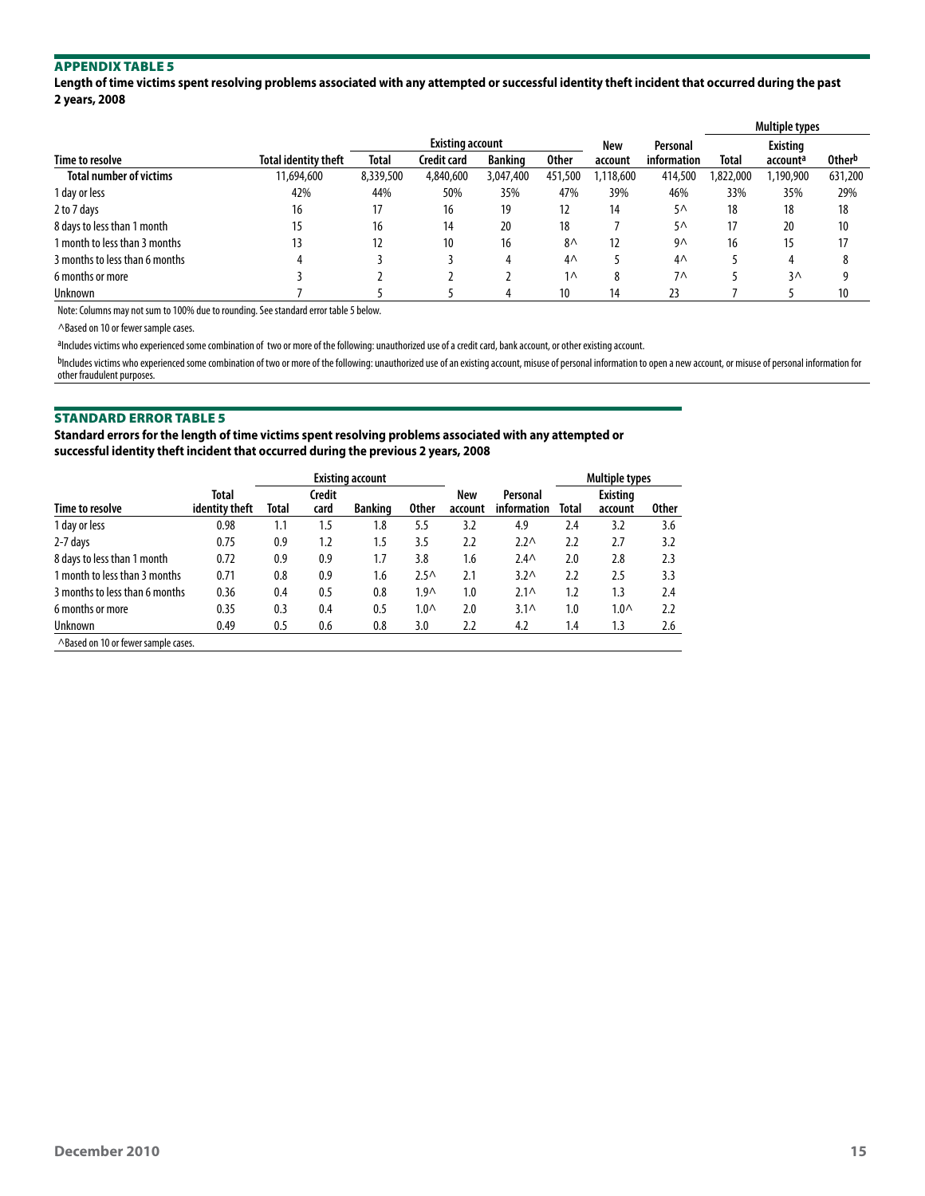## APPENDIX TABLE 5

**Length of time victims spent resolving problems associated with any attempted or successful identity theft incident that occurred during the past 2 years, 2008**

| | | Existing account | | | | | | Multiple types | | |
|---|---|---|---|---|---|---|---|---|---|---|
| Time to resolve | Total identity theft | Total | Credit card | Banking | Other | New account | Personal information | Total | Existing account[a] | Other[b] |
| **Total number of victims** | 11,694,600 | 8,339,500 | 4,840,600 | 3,047,400 | 451,500 | 1,118,600 | 414,500 | 1,822,000 | 1,190,900 | 631,200 |
| 1 day or less | 42% | 44% | 50% | 35% | 47% | 39% | 46% | 33% | 35% | 29% |
| 2 to 7 days | 16 | 17 | 16 | 19 | 12 | 14 | 5^ | 18 | 18 | 18 |
| 8 days to less than 1 month | 15 | 16 | 14 | 20 | 18 | 7 | 5^ | 17 | 20 | 10 |
| 1 month to less than 3 months | 13 | 12 | 10 | 16 | 8^ | 12 | 9^ | 16 | 15 | 17 |
| 3 months to less than 6 months | 4 | 3 | 3 | 4 | 4^ | 5 | 4^ | 5 | 4 | 8 |
| 6 months or more | 3 | 2 | 2 | 2 | 1^ | 8 | 7^ | 5 | 3^ | 9 |
| Unknown | 7 | 5 | 5 | 4 | 10 | 14 | 23 | 7 | 5 | 10 |

Note: Columns may not sum to 100% due to rounding. See standard error table 5 below.

^Based on 10 or fewer sample cases.

[a]Includes victims who experienced some combination of two or more of the following: unauthorized use of a credit card, bank account, or other existing account.

[b]Includes victims who experienced some combination of two or more of the following: unauthorized use of an existing account, misuse of personal information to open a new account, or misuse of personal information for other fraudulent purposes.

## STANDARD ERROR TABLE 5

**Standard errors for the length of time victims spent resolving problems associated with any attempted or successful identity theft incident that occurred during the previous 2 years, 2008**

| | | Existing account | | | | | | Multiple types | | |
|---|---|---|---|---|---|---|---|---|---|---|
| Time to resolve | Total identity theft | Total | Credit card | Banking | Other | New account | Personal information | Total | Existing account | Other |
| 1 day or less | 0.98 | 1.1 | 1.5 | 1.8 | 5.5 | 3.2 | 4.9 | 2.4 | 3.2 | 3.6 |
| 2-7 days | 0.75 | 0.9 | 1.2 | 1.5 | 3.5 | 2.2 | 2.2^ | 2.2 | 2.7 | 3.2 |
| 8 days to less than 1 month | 0.72 | 0.9 | 0.9 | 1.7 | 3.8 | 1.6 | 2.4^ | 2.0 | 2.8 | 2.3 |
| 1 month to less than 3 months | 0.71 | 0.8 | 0.9 | 1.6 | 2.5^ | 2.1 | 3.2^ | 2.2 | 2.5 | 3.3 |
| 3 months to less than 6 months | 0.36 | 0.4 | 0.5 | 0.8 | 1.9^ | 1.0 | 2.1^ | 1.2 | 1.3 | 2.4 |
| 6 months or more | 0.35 | 0.3 | 0.4 | 0.5 | 1.0^ | 2.0 | 3.1^ | 1.0 | 1.0^ | 2.2 |
| Unknown | 0.49 | 0.5 | 0.6 | 0.8 | 3.0 | 2.2 | 4.2 | 1.4 | 1.3 | 2.6 |

^Based on 10 or fewer sample cases.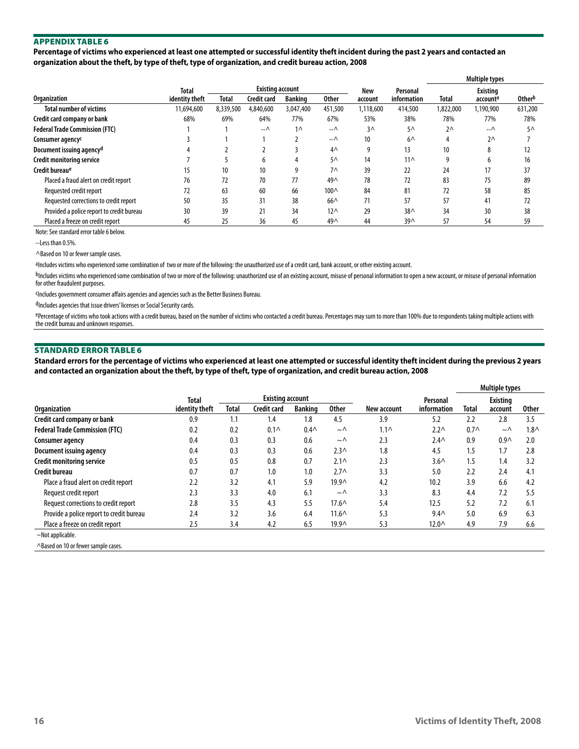## APPENDIX TABLE 6

**Percentage of victims who experienced at least one attempted or successful identity theft incident during the past 2 years and contacted an organization about the theft, by type of theft, type of organization, and credit bureau action, 2008**

| Organization | Total identity theft | Existing account | | | | New account | Personal information | Multiple types | | |
|---|---|---|---|---|---|---|---|---|---|---|
| | | Total | Banking | Other | | | | Total | Existing account[a] | Other[b] |
| | | Total | Credit card | Banking | Other | | | | | |
| **Total number of victims** | 11,694,600 | 8,339,500 | 4,840,600 | 3,047,400 | 451,500 | 1,118,600 | 414,500 | 1,822,000 | 1,190,900 | 631,200 |
| **Credit card company or bank** | 68% | 69% | 64% | 77% | 67% | 53% | 38% | 78% | 77% | 78% |
| **Federal Trade Commission (FTC)** | 1 | 1 | --^ | 1^ | --^ | 3^ | 5^ | 2^ | --^ | 5^ |
| **Consumer agency[c]** | 3 | 1 | 1 | 2 | --^ | 10 | 6^ | 4 | 2^ | 7 |
| **Document issuing agency[d]** | 4 | 2 | 2 | 3 | 4^ | 9 | 13 | 10 | 8 | 12 |
| **Credit monitoring service** | 7 | 5 | 6 | 4 | 5^ | 14 | 11^ | 9 | 6 | 16 |
| **Credit bureau[e]** | 15 | 10 | 10 | 9 | 7^ | 39 | 22 | 24 | 17 | 37 |
| Placed a fraud alert on credit report | 76 | 72 | 70 | 77 | 49^ | 78 | 72 | 83 | 75 | 89 |
| Requested credit report | 72 | 63 | 60 | 66 | 100^ | 84 | 81 | 72 | 58 | 85 |
| Requested corrections to credit report | 50 | 35 | 31 | 38 | 66^ | 71 | 57 | 57 | 41 | 72 |
| Provided a police report to credit bureau | 30 | 39 | 21 | 34 | 12^ | 29 | 38^ | 34 | 30 | 38 |
| Placed a freeze on credit report | 45 | 25 | 36 | 45 | 49^ | 44 | 39^ | 57 | 54 | 59 |

Note: See standard error table 6 below.

--Less than 0.5%.

^Based on 10 or fewer sample cases.

[a]Includes victims who experienced some combination of two or more of the following: the unauthorized use of a credit card, bank account, or other existing account.

[b]Includes victims who experienced some combination of two or more of the following: unauthorized use of an existing account, misuse of personal information to open a new account, or misuse of personal information for other fraudulent purposes.

[c]Includes government consumer affairs agencies and agencies such as the Better Business Bureau.

[d]Includes agencies that issue drivers' licenses or Social Security cards.

[e]Percentage of victims who took actions with a credit bureau, based on the number of victims who contacted a credit bureau. Percentages may sum to more than 100% due to respondents taking multiple actions with the credit bureau and unknown responses.

## STANDARD ERROR TABLE 6

**Standard errors for the percentage of victims who experienced at least one attempted or successful identity theft incident during the previous 2 years and contacted an organization about the theft, by type of theft, type of organization, and credit bureau action, 2008**

| Organization | Total identity theft | Existing account | | | | New account | Personal information | Multiple types | | |
|---|---|---|---|---|---|---|---|---|---|---|
| | | Total | Credit card | Banking | Other | | | Total | Existing account | Other |
| **Credit card company or bank** | 0.9 | 1.1 | 1.4 | 1.8 | 4.5 | 3.9 | 5.2 | 2.2 | 2.8 | 3.5 |
| **Federal Trade Commission (FTC)** | 0.2 | 0.2 | 0.1^ | 0.4^ | ~^ | 1.1^ | 2.2^ | 0.7^ | ~^ | 1.8^ |
| **Consumer agency** | 0.4 | 0.3 | 0.3 | 0.6 | ~^ | 2.3 | 2.4^ | 0.9 | 0.9^ | 2.0 |
| **Document issuing agency** | 0.4 | 0.3 | 0.3 | 0.6 | 2.3^ | 1.8 | 4.5 | 1.5 | 1.7 | 2.8 |
| **Credit monitoring service** | 0.5 | 0.5 | 0.8 | 0.7 | 2.1^ | 2.3 | 3.6^ | 1.5 | 1.4 | 3.2 |
| **Credit bureau** | 0.7 | 0.7 | 1.0 | 1.0 | 2.7^ | 3.3 | 5.0 | 2.2 | 2.4 | 4.1 |
| Place a fraud alert on credit report | 2.2 | 3.2 | 4.1 | 5.9 | 19.9^ | 4.2 | 10.2 | 3.9 | 6.6 | 4.2 |
| Request credit report | 2.3 | 3.3 | 4.0 | 6.1 | ~^ | 3.3 | 8.3 | 4.4 | 7.2 | 5.5 |
| Request corrections to credit report | 2.8 | 3.5 | 4.3 | 5.5 | 17.6^ | 5.4 | 12.5 | 5.2 | 7.2 | 6.1 |
| Provide a police report to credit bureau | 2.4 | 3.2 | 3.6 | 6.4 | 11.6^ | 5.3 | 9.4^ | 5.0 | 6.9 | 6.3 |
| Place a freeze on credit report | 2.5 | 3.4 | 4.2 | 6.5 | 19.9^ | 5.3 | 12.0^ | 4.9 | 7.9 | 6.6 |

~Not applicable.

^Based on 10 or fewer sample cases.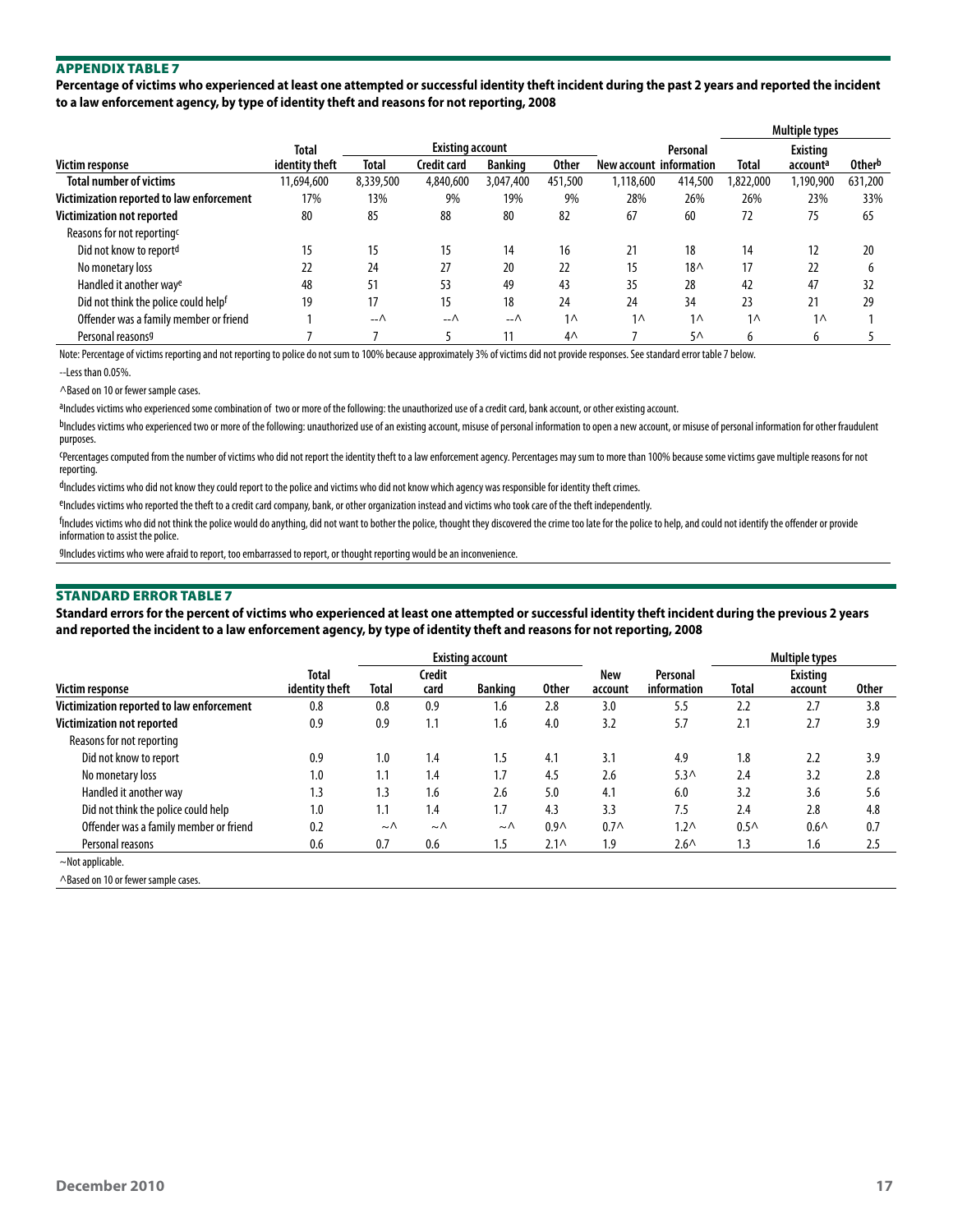## APPENDIX TABLE 7

**Percentage of victims who experienced at least one attempted or successful identity theft incident during the past 2 years and reported the incident to a law enforcement agency, by type of identity theft and reasons for not reporting, 2008**

| Victim response | Total identity theft | Existing account | | | | New account | Personal information | Multiple types | | |
|---|---|---|---|---|---|---|---|---|---|---|
| | | Total | Credit card | Banking | Other | | | Total | Existing account[a] | Other[b] |
| **Total number of victims** | 11,694,600 | 8,339,500 | 4,840,600 | 3,047,400 | 451,500 | 1,118,600 | 414,500 | 1,822,000 | 1,190,900 | 631,200 |
| **Victimization reported to law enforcement** | 17% | 13% | 9% | 19% | 9% | 28% | 26% | 26% | 23% | 33% |
| **Victimization not reported** | 80 | 85 | 88 | 80 | 82 | 67 | 60 | 72 | 75 | 65 |
| Reasons for not reporting[c] | | | | | | | | | | |
| Did not know to report[d] | 15 | 15 | 15 | 14 | 16 | 21 | 18 | 14 | 12 | 20 |
| No monetary loss | 22 | 24 | 27 | 20 | 22 | 15 | 18^ | 17 | 22 | 6 |
| Handled it another way[e] | 48 | 51 | 53 | 49 | 43 | 35 | 28 | 42 | 47 | 32 |
| Did not think the police could help[f] | 19 | 17 | 15 | 18 | 24 | 24 | 34 | 23 | 21 | 29 |
| Offender was a family member or friend | 1 | --^ | --^ | --^ | 1^ | 1^ | 1^ | 1^ | 1^ | 1 |
| Personal reasons[g] | 7 | 7 | 5 | 11 | 4^ | 7 | 5^ | 6 | 6 | 5 |

Note: Percentage of victims reporting and not reporting to police do not sum to 100% because approximately 3% of victims did not provide responses. See standard error table 7 below.

--Less than 0.05%.

^Based on 10 or fewer sample cases.

[a]Includes victims who experienced some combination of two or more of the following: the unauthorized use of a credit card, bank account, or other existing account.

[b]Includes victims who experienced two or more of the following: unauthorized use of an existing account, misuse of personal information to open a new account, or misuse of personal information for other fraudulent purposes.

[c]Percentages computed from the number of victims who did not report the identity theft to a law enforcement agency. Percentages may sum to more than 100% because some victims gave multiple reasons for not reporting.

[d]Includes victims who did not know they could report to the police and victims who did not know which agency was responsible for identity theft crimes.

[e]Includes victims who reported the theft to a credit card company, bank, or other organization instead and victims who took care of the theft independently.

[f]Includes victims who did not think the police would do anything, did not want to bother the police, thought they discovered the crime too late for the police to help, and could not identify the offender or provide information to assist the police.

[g]Includes victims who were afraid to report, too embarrassed to report, or thought reporting would be an inconvenience.

## STANDARD ERROR TABLE 7

**Standard errors for the percent of victims who experienced at least one attempted or successful identity theft incident during the previous 2 years and reported the incident to a law enforcement agency, by type of identity theft and reasons for not reporting, 2008**

| Victim response | Total identity theft | Existing account | | | | New account | Personal information | Multiple types | | |
|---|---|---|---|---|---|---|---|---|---|---|
| | | Total | Credit card | Banking | Other | | | Total | Existing account | Other |
| **Victimization reported to law enforcement** | 0.8 | 0.8 | 0.9 | 1.6 | 2.8 | 3.0 | 5.5 | 2.2 | 2.7 | 3.8 |
| **Victimization not reported** | 0.9 | 0.9 | 1.1 | 1.6 | 4.0 | 3.2 | 5.7 | 2.1 | 2.7 | 3.9 |
| Reasons for not reporting | | | | | | | | | | |
| Did not know to report | 0.9 | 1.0 | 1.4 | 1.5 | 4.1 | 3.1 | 4.9 | 1.8 | 2.2 | 3.9 |
| No monetary loss | 1.0 | 1.1 | 1.4 | 1.7 | 4.5 | 2.6 | 5.3^ | 2.4 | 3.2 | 2.8 |
| Handled it another way | 1.3 | 1.3 | 1.6 | 2.6 | 5.0 | 4.1 | 6.0 | 3.2 | 3.6 | 5.6 |
| Did not think the police could help | 1.0 | 1.1 | 1.4 | 1.7 | 4.3 | 3.3 | 7.5 | 2.4 | 2.8 | 4.8 |
| Offender was a family member or friend | 0.2 | ~^ | ~^ | ~^ | 0.9^ | 0.7^ | 1.2^ | 0.5^ | 0.6^ | 0.7 |
| Personal reasons | 0.6 | 0.7 | 0.6 | 1.5 | 2.1^ | 1.9 | 2.6^ | 1.3 | 1.6 | 2.5 |

~Not applicable.

^Based on 10 or fewer sample cases.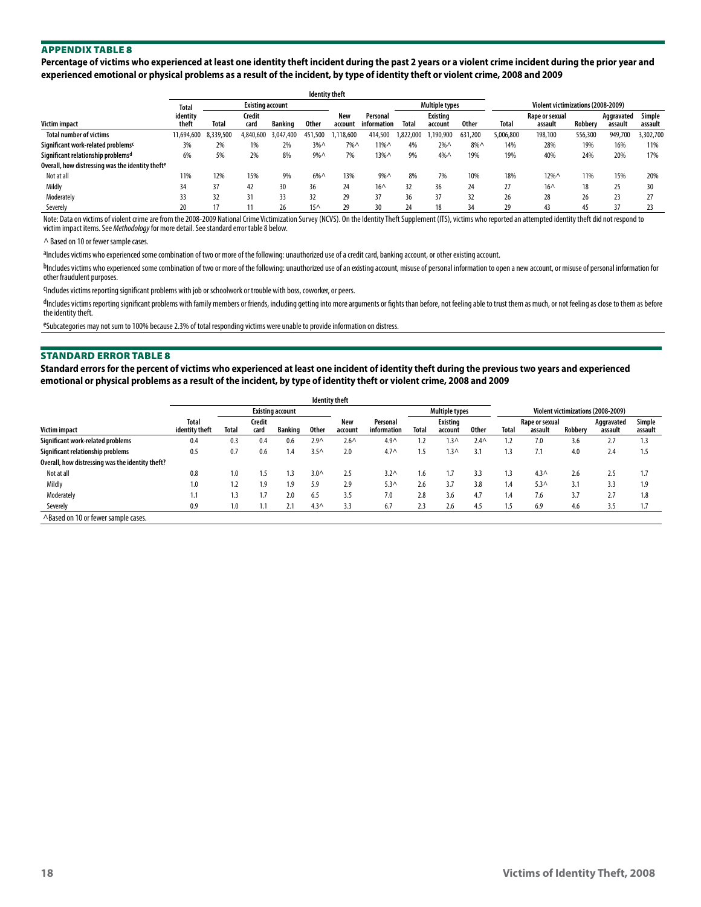## APPENDIX TABLE 8

**Percentage of victims who experienced at least one identity theft incident during the past 2 years or a violent crime incident during the prior year and experienced emotional or physical problems as a result of the incident, by type of identity theft or violent crime, 2008 and 2009**

| | Identity theft | | | | | | | | | | Violent victimizations (2008-2009) | | | | |
|---|---|---|---|---|---|---|---|---|---|---|---|---|---|---|---|
| | Total identity theft | Existing account | | | | New account | Personal information | Multiple types | | | | | | | |
| Victim impact | | Total | Credit card | Banking | Other | | | Total | Existing account | Other | Total | Rape or sexual assault | Robbery | Aggravated assault | Simple assault |
| **Total number of victims** | 11,694,600 | 8,339,500 | 4,840,600 | 3,047,400 | 451,500 | 1,118,600 | 414,500 | 1,822,000 | 1,190,900 | 631,200 | 5,006,800 | 198,100 | 556,300 | 949,700 | 3,302,700 |
| **Significant work-related problems[c]** | 3% | 2% | 1% | 2% | 3%^ | 7%^ | 11%^ | 4% | 2%^ | 8%^ | 14% | 28% | 19% | 16% | 11% |
| **Significant relationship problems[d]** | 6% | 5% | 2% | 8% | 9%^ | 7% | 13%^ | 9% | 4%^ | 19% | 19% | 40% | 24% | 20% | 17% |
| **Overall, how distressing was the identity theft[e]** | | | | | | | | | | | | | | | |
| Not at all | 11% | 12% | 15% | 9% | 6%^ | 13% | 9%^ | 8% | 7% | 10% | 18% | 12%^ | 11% | 15% | 20% |
| Mildly | 34 | 37 | 42 | 30 | 36 | 24 | 16^ | 32 | 36 | 24 | 27 | 16^ | 18 | 25 | 30 |
| Moderately | 33 | 32 | 31 | 33 | 32 | 29 | 37 | 36 | 37 | 32 | 26 | 28 | 26 | 23 | 27 |
| Severely | 20 | 17 | 11 | 26 | 15^ | 29 | 30 | 24 | 18 | 34 | 29 | 43 | 45 | 37 | 23 |

Note: Data on victims of violent crime are from the 2008-2009 National Crime Victimization Survey (NCVS). On the Identity Theft Supplement (ITS), victims who reported an attempted identity theft did not respond to victim impact items. See *Methodology* for more detail. See standard error table 8 below.

^ Based on 10 or fewer sample cases.

[a]Includes victims who experienced some combination of two or more of the following: unauthorized use of a credit card, banking account, or other existing account.

[b]Includes victims who experienced some combination of two or more of the following: unauthorized use of an existing account, misuse of personal information to open a new account, or misuse of personal information for other fraudulent purposes.

[c]Includes victims reporting significant problems with job or schoolwork or trouble with boss, coworker, or peers.

[d]Includes victims reporting significant problems with family members or friends, including getting into more arguments or fights than before, not feeling able to trust them as much, or not feeling as close to them as before the identity theft.

[e]Subcategories may not sum to 100% because 2.3% of total responding victims were unable to provide information on distress.

## STANDARD ERROR TABLE 8

**Standard errors for the percent of victims who experienced at least one incident of identity theft during the previous two years and experienced emotional or physical problems as a result of the incident, by type of identity theft or violent crime, 2008 and 2009**

| | Identity theft | | | | | | | | | | Violent victimizations (2008-2009) | | | | |
|---|---|---|---|---|---|---|---|---|---|---|---|---|---|---|---|
| | Total identity theft | Existing account | | | | New account | Personal information | Multiple types | | | | | | | |
| Victim impact | | Total | Credit card | Banking | Other | | | Total | Existing account | Other | Total | Rape or sexual assault | Robbery | Aggravated assault | Simple assault |
| **Significant work-related problems** | 0.4 | 0.3 | 0.4 | 0.6 | 2.9^ | 2.6^ | 4.9^ | 1.2 | 1.3^ | 2.4^ | 1.2 | 7.0 | 3.6 | 2.7 | 1.3 |
| **Significant relationship problems** | 0.5 | 0.7 | 0.6 | 1.4 | 3.5^ | 2.0 | 4.7^ | 1.5 | 1.3^ | 3.1 | 1.3 | 7.1 | 4.0 | 2.4 | 1.5 |
| **Overall, how distressing was the identity theft?** | | | | | | | | | | | | | | | |
| Not at all | 0.8 | 1.0 | 1.5 | 1.3 | 3.0^ | 2.5 | 3.2^ | 1.6 | 1.7 | 3.3 | 1.3 | 4.3^ | 2.6 | 2.5 | 1.7 |
| Mildly | 1.0 | 1.2 | 1.9 | 1.9 | 5.9 | 2.9 | 5.3^ | 2.6 | 3.7 | 3.8 | 1.4 | 5.3^ | 3.1 | 3.3 | 1.9 |
| Moderately | 1.1 | 1.3 | 1.7 | 2.0 | 6.5 | 3.5 | 7.0 | 2.8 | 3.6 | 4.7 | 1.4 | 7.6 | 3.7 | 2.7 | 1.8 |
| Severely | 0.9 | 1.0 | 1.1 | 2.1 | 4.3^ | 3.3 | 6.7 | 2.3 | 2.6 | 4.5 | 1.5 | 6.9 | 4.6 | 3.5 | 1.7 |

^Based on 10 or fewer sample cases.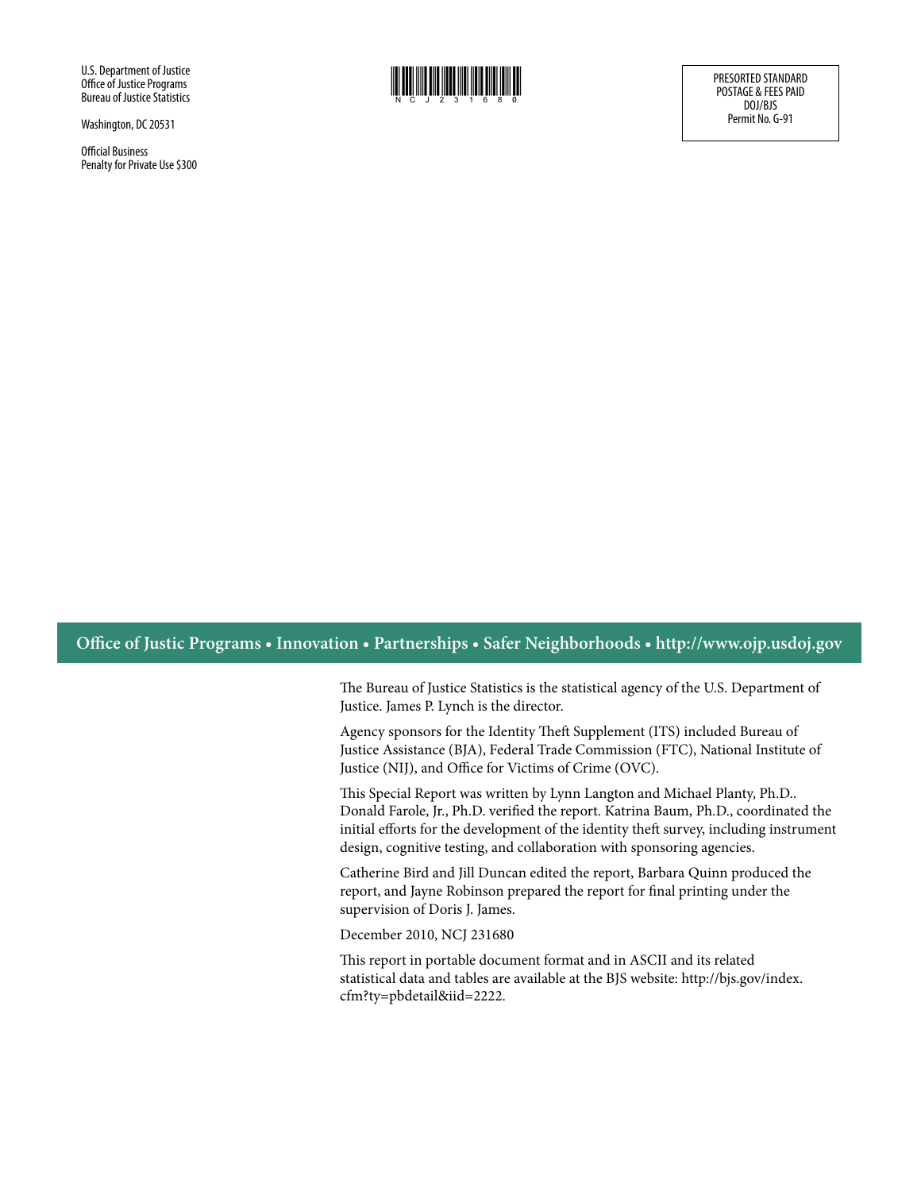U.S. Department of Justice
Office of Justice Programs
Bureau of Justice Statistics

Washington, DC 20531

Official Business
Penalty for Private Use $300

NCJ231680

PRESORTED STANDARD
POSTAGE & FEES PAID
DOJ/BJS
Permit No. G-91

**Office of Justic Programs • Innovation • Partnerships • Safer Neighborhoods • http://www.ojp.usdoj.gov**

The Bureau of Justice Statistics is the statistical agency of the U.S. Department of Justice. James P. Lynch is the director.

Agency sponsors for the Identity Theft Supplement (ITS) included Bureau of Justice Assistance (BJA), Federal Trade Commission (FTC), National Institute of Justice (NIJ), and Office for Victims of Crime (OVC).

This Special Report was written by Lynn Langton and Michael Planty, Ph.D.. Donald Farole, Jr., Ph.D. verified the report. Katrina Baum, Ph.D., coordinated the initial efforts for the development of the identity theft survey, including instrument design, cognitive testing, and collaboration with sponsoring agencies.

Catherine Bird and Jill Duncan edited the report, Barbara Quinn produced the report, and Jayne Robinson prepared the report for final printing under the supervision of Doris J. James.

December 2010, NCJ 231680

This report in portable document format and in ASCII and its related statistical data and tables are available at the BJS website: http://bjs.gov/index.cfm?ty=pbdetail&iid=2222.